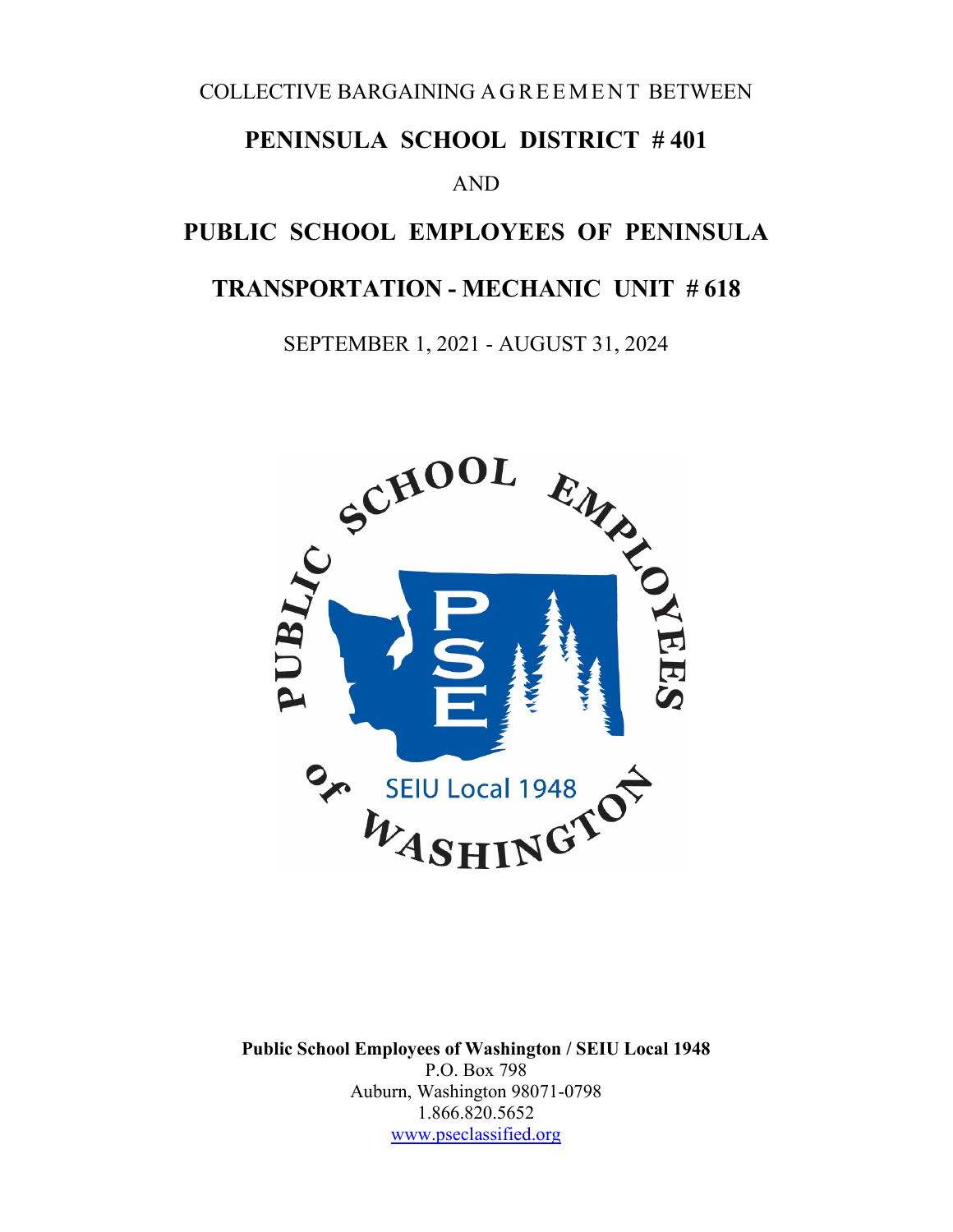COLLECTIVE BARGAINING AGREEMENT BETWEEN

# PENINSULA SCHOOL DISTRICT # 401

AND

# PUBLIC SCHOOL EMPLOYEES OF PENINSULA

# TRANSPORTATION - MECHANIC UNIT # 618

SEPTEMBER 1, 2021 - AUGUST 31, 2024

**Public School Employees of Washington / SEIU Local 1948**
P.O. Box 798
Auburn, Washington 98071-0798
1.866.820.5652
www.pseclassified.org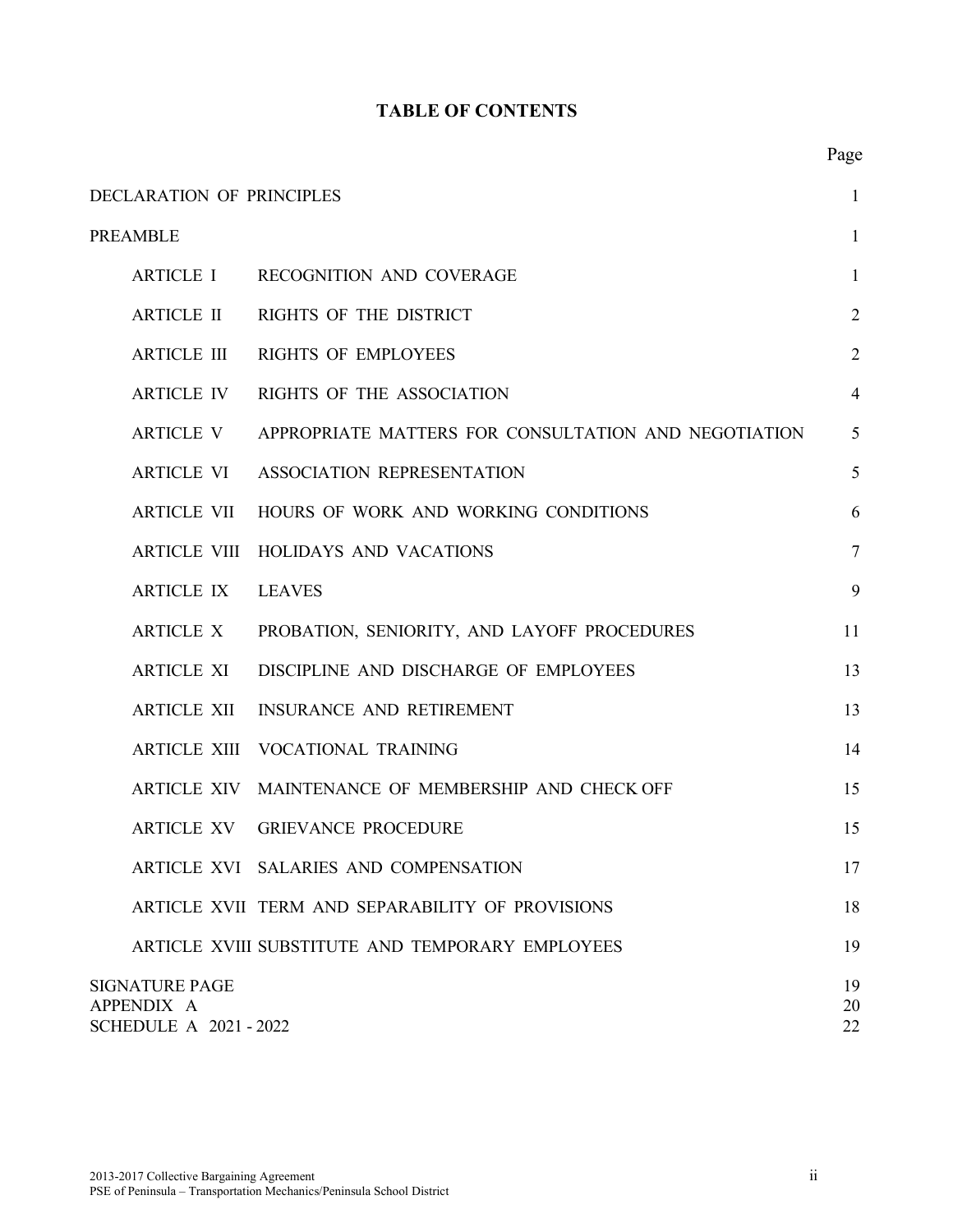# TABLE OF CONTENTS

| | | Page |
|---|---|---|
| DECLARATION OF PRINCIPLES | | 1 |
| PREAMBLE | | 1 |
| ARTICLE I | RECOGNITION AND COVERAGE | 1 |
| ARTICLE II | RIGHTS OF THE DISTRICT | 2 |
| ARTICLE III | RIGHTS OF EMPLOYEES | 2 |
| ARTICLE IV | RIGHTS OF THE ASSOCIATION | 4 |
| ARTICLE V | APPROPRIATE MATTERS FOR CONSULTATION AND NEGOTIATION | 5 |
| ARTICLE VI | ASSOCIATION REPRESENTATION | 5 |
| ARTICLE VII | HOURS OF WORK AND WORKING CONDITIONS | 6 |
| ARTICLE VIII | HOLIDAYS AND VACATIONS | 7 |
| ARTICLE IX | LEAVES | 9 |
| ARTICLE X | PROBATION, SENIORITY, AND LAYOFF PROCEDURES | 11 |
| ARTICLE XI | DISCIPLINE AND DISCHARGE OF EMPLOYEES | 13 |
| ARTICLE XII | INSURANCE AND RETIREMENT | 13 |
| ARTICLE XIII | VOCATIONAL TRAINING | 14 |
| ARTICLE XIV | MAINTENANCE OF MEMBERSHIP AND CHECK OFF | 15 |
| ARTICLE XV | GRIEVANCE PROCEDURE | 15 |
| ARTICLE XVI | SALARIES AND COMPENSATION | 17 |
| ARTICLE XVII | TERM AND SEPARABILITY OF PROVISIONS | 18 |
| ARTICLE XVIII | SUBSTITUTE AND TEMPORARY EMPLOYEES | 19 |
| SIGNATURE PAGE | | 19 |
| APPENDIX A | | 20 |
| SCHEDULE A 2021 - 2022 | | 22 |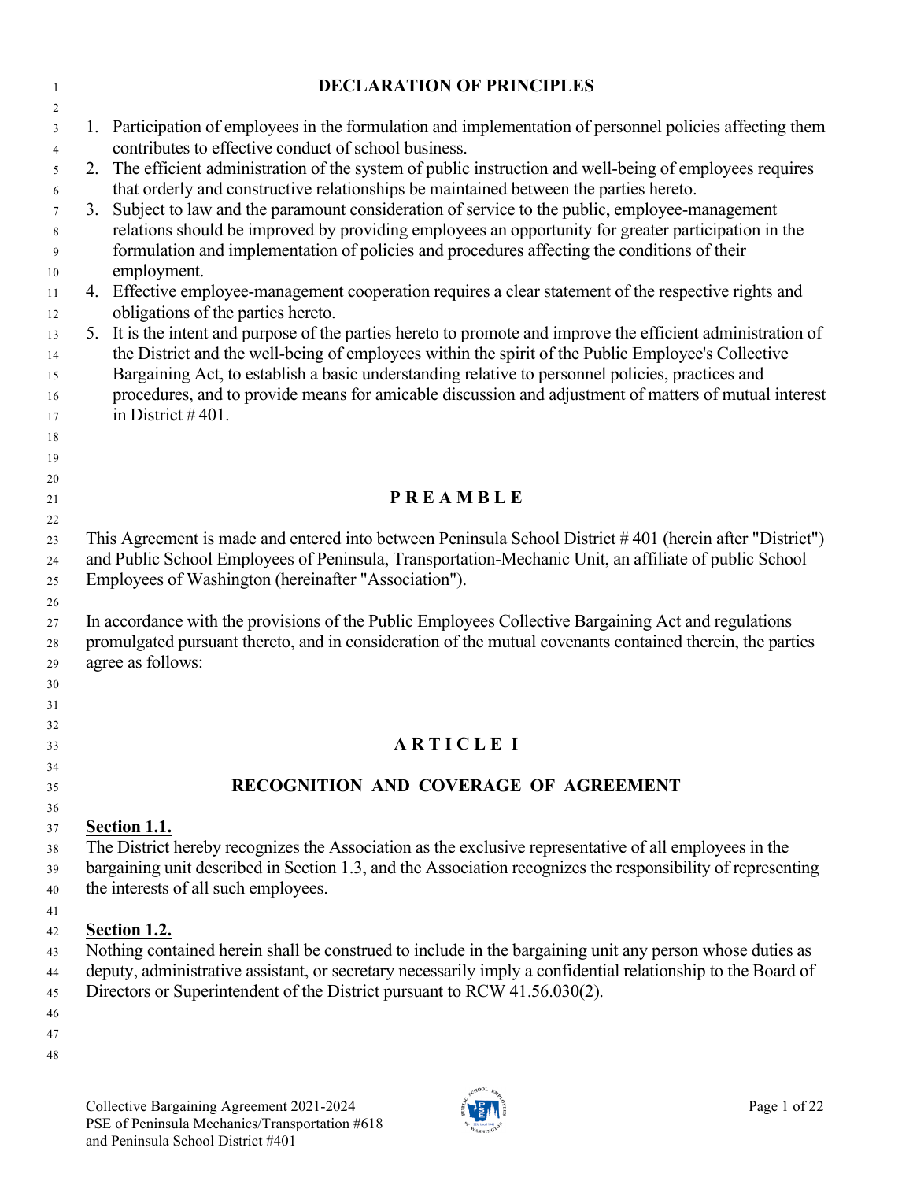## DECLARATION OF PRINCIPLES

1. Participation of employees in the formulation and implementation of personnel policies affecting them contributes to effective conduct of school business.
2. The efficient administration of the system of public instruction and well-being of employees requires that orderly and constructive relationships be maintained between the parties hereto.
3. Subject to law and the paramount consideration of service to the public, employee-management relations should be improved by providing employees an opportunity for greater participation in the formulation and implementation of policies and procedures affecting the conditions of their employment.
4. Effective employee-management cooperation requires a clear statement of the respective rights and obligations of the parties hereto.
5. It is the intent and purpose of the parties hereto to promote and improve the efficient administration of the District and the well-being of employees within the spirit of the Public Employee's Collective Bargaining Act, to establish a basic understanding relative to personnel policies, practices and procedures, and to provide means for amicable discussion and adjustment of matters of mutual interest in District # 401.

## P R E A M B L E

This Agreement is made and entered into between Peninsula School District # 401 (herein after "District") and Public School Employees of Peninsula, Transportation-Mechanic Unit, an affiliate of public School Employees of Washington (hereinafter "Association").

In accordance with the provisions of the Public Employees Collective Bargaining Act and regulations promulgated pursuant thereto, and in consideration of the mutual covenants contained therein, the parties agree as follows:

## A R T I C L E I

## RECOGNITION AND COVERAGE OF AGREEMENT

**Section 1.1.**

The District hereby recognizes the Association as the exclusive representative of all employees in the bargaining unit described in Section 1.3, and the Association recognizes the responsibility of representing the interests of all such employees.

**Section 1.2.**

Nothing contained herein shall be construed to include in the bargaining unit any person whose duties as deputy, administrative assistant, or secretary necessarily imply a confidential relationship to the Board of Directors or Superintendent of the District pursuant to RCW 41.56.030(2).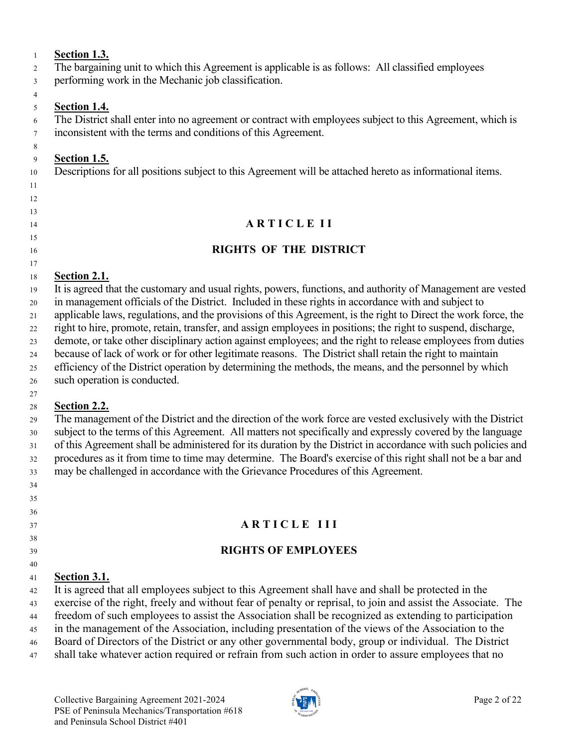**Section 1.3.**
The bargaining unit to which this Agreement is applicable is as follows: All classified employees performing work in the Mechanic job classification.

**Section 1.4.**
The District shall enter into no agreement or contract with employees subject to this Agreement, which is inconsistent with the terms and conditions of this Agreement.

**Section 1.5.**
Descriptions for all positions subject to this Agreement will be attached hereto as informational items.

## ARTICLE II

## RIGHTS OF THE DISTRICT

**Section 2.1.**
It is agreed that the customary and usual rights, powers, functions, and authority of Management are vested in management officials of the District. Included in these rights in accordance with and subject to applicable laws, regulations, and the provisions of this Agreement, is the right to Direct the work force, the right to hire, promote, retain, transfer, and assign employees in positions; the right to suspend, discharge, demote, or take other disciplinary action against employees; and the right to release employees from duties because of lack of work or for other legitimate reasons. The District shall retain the right to maintain efficiency of the District operation by determining the methods, the means, and the personnel by which such operation is conducted.

**Section 2.2.**
The management of the District and the direction of the work force are vested exclusively with the District subject to the terms of this Agreement. All matters not specifically and expressly covered by the language of this Agreement shall be administered for its duration by the District in accordance with such policies and procedures as it from time to time may determine. The Board's exercise of this right shall not be a bar and may be challenged in accordance with the Grievance Procedures of this Agreement.

## ARTICLE III

## RIGHTS OF EMPLOYEES

**Section 3.1.**
It is agreed that all employees subject to this Agreement shall have and shall be protected in the exercise of the right, freely and without fear of penalty or reprisal, to join and assist the Associate. The freedom of such employees to assist the Association shall be recognized as extending to participation in the management of the Association, including presentation of the views of the Association to the Board of Directors of the District or any other governmental body, group or individual. The District shall take whatever action required or refrain from such action in order to assure employees that no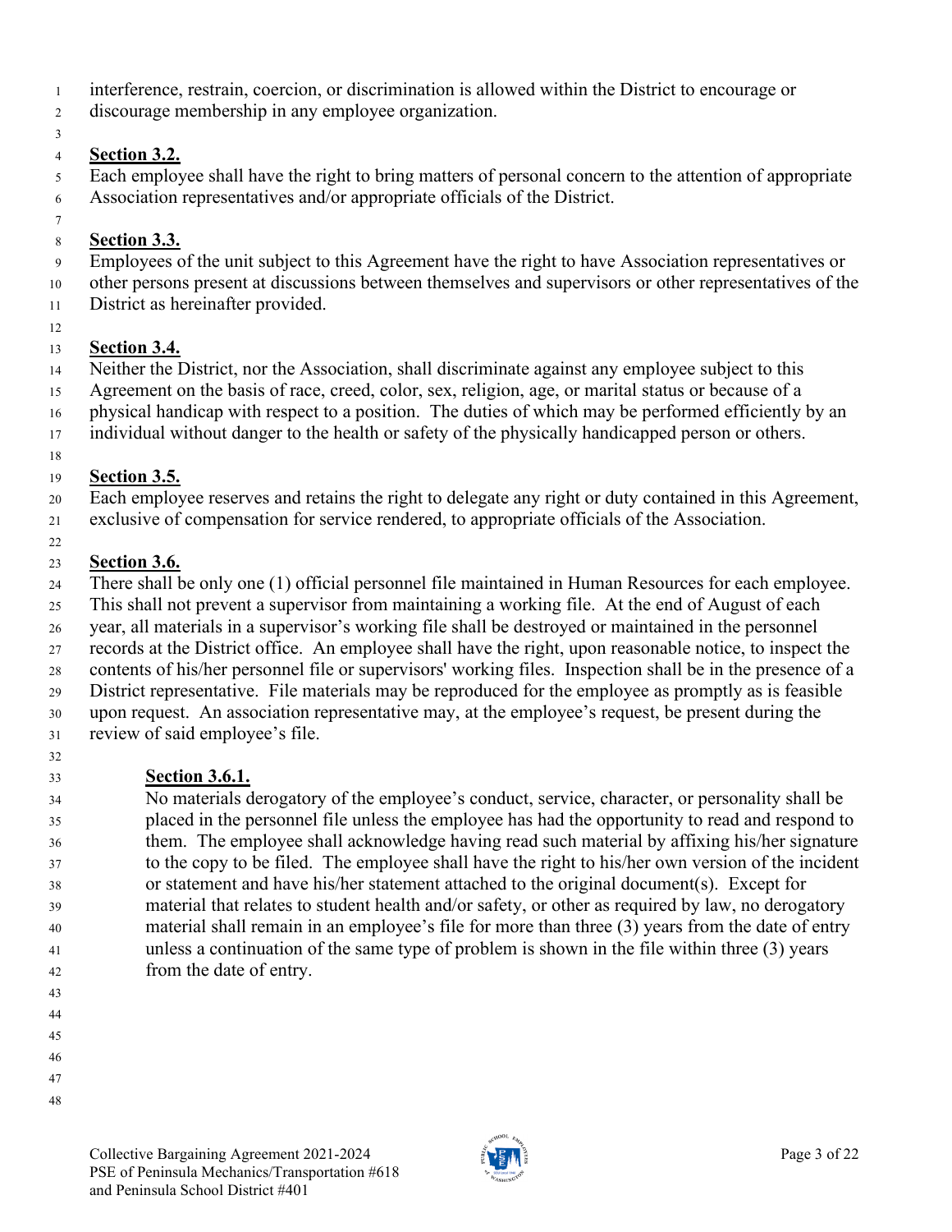interference, restrain, coercion, or discrimination is allowed within the District to encourage or discourage membership in any employee organization.

**Section 3.2.**

Each employee shall have the right to bring matters of personal concern to the attention of appropriate Association representatives and/or appropriate officials of the District.

**Section 3.3.**

Employees of the unit subject to this Agreement have the right to have Association representatives or other persons present at discussions between themselves and supervisors or other representatives of the District as hereinafter provided.

**Section 3.4.**

Neither the District, nor the Association, shall discriminate against any employee subject to this Agreement on the basis of race, creed, color, sex, religion, age, or marital status or because of a physical handicap with respect to a position. The duties of which may be performed efficiently by an individual without danger to the health or safety of the physically handicapped person or others.

**Section 3.5.**

Each employee reserves and retains the right to delegate any right or duty contained in this Agreement, exclusive of compensation for service rendered, to appropriate officials of the Association.

**Section 3.6.**

There shall be only one (1) official personnel file maintained in Human Resources for each employee. This shall not prevent a supervisor from maintaining a working file. At the end of August of each year, all materials in a supervisor's working file shall be destroyed or maintained in the personnel records at the District office. An employee shall have the right, upon reasonable notice, to inspect the contents of his/her personnel file or supervisors' working files. Inspection shall be in the presence of a District representative. File materials may be reproduced for the employee as promptly as is feasible upon request. An association representative may, at the employee's request, be present during the review of said employee's file.

**Section 3.6.1.**

No materials derogatory of the employee's conduct, service, character, or personality shall be placed in the personnel file unless the employee has had the opportunity to read and respond to them. The employee shall acknowledge having read such material by affixing his/her signature to the copy to be filed. The employee shall have the right to his/her own version of the incident or statement and have his/her statement attached to the original document(s). Except for material that relates to student health and/or safety, or other as required by law, no derogatory material shall remain in an employee's file for more than three (3) years from the date of entry unless a continuation of the same type of problem is shown in the file within three (3) years from the date of entry.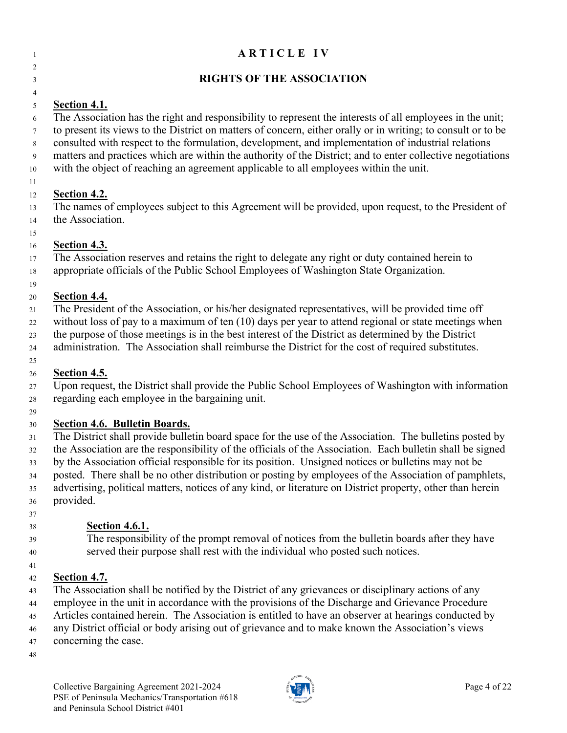# ARTICLE IV

## RIGHTS OF THE ASSOCIATION

**Section 4.1.**
The Association has the right and responsibility to represent the interests of all employees in the unit; to present its views to the District on matters of concern, either orally or in writing; to consult or to be consulted with respect to the formulation, development, and implementation of industrial relations matters and practices which are within the authority of the District; and to enter collective negotiations with the object of reaching an agreement applicable to all employees within the unit.

**Section 4.2.**
The names of employees subject to this Agreement will be provided, upon request, to the President of the Association.

**Section 4.3.**
The Association reserves and retains the right to delegate any right or duty contained herein to appropriate officials of the Public School Employees of Washington State Organization.

**Section 4.4.**
The President of the Association, or his/her designated representatives, will be provided time off without loss of pay to a maximum of ten (10) days per year to attend regional or state meetings when the purpose of those meetings is in the best interest of the District as determined by the District administration. The Association shall reimburse the District for the cost of required substitutes.

**Section 4.5.**
Upon request, the District shall provide the Public School Employees of Washington with information regarding each employee in the bargaining unit.

**Section 4.6. Bulletin Boards.**
The District shall provide bulletin board space for the use of the Association. The bulletins posted by the Association are the responsibility of the officials of the Association. Each bulletin shall be signed by the Association official responsible for its position. Unsigned notices or bulletins may not be posted. There shall be no other distribution or posting by employees of the Association of pamphlets, advertising, political matters, notices of any kind, or literature on District property, other than herein provided.

> **Section 4.6.1.**
> The responsibility of the prompt removal of notices from the bulletin boards after they have served their purpose shall rest with the individual who posted such notices.

**Section 4.7.**
The Association shall be notified by the District of any grievances or disciplinary actions of any employee in the unit in accordance with the provisions of the Discharge and Grievance Procedure Articles contained herein. The Association is entitled to have an observer at hearings conducted by any District official or body arising out of grievance and to make known the Association's views concerning the case.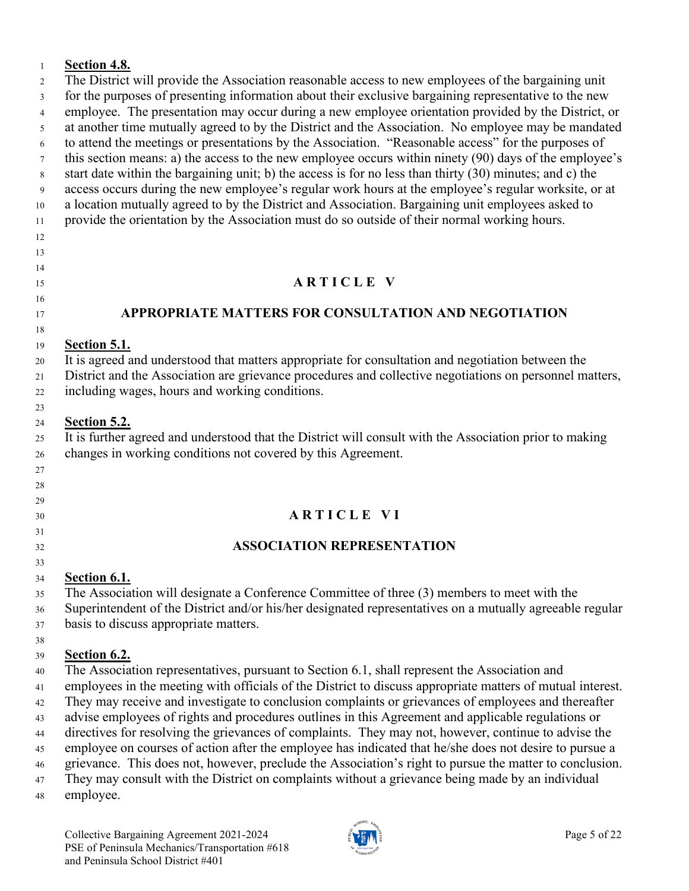**Section 4.8.**

The District will provide the Association reasonable access to new employees of the bargaining unit for the purposes of presenting information about their exclusive bargaining representative to the new employee. The presentation may occur during a new employee orientation provided by the District, or at another time mutually agreed to by the District and the Association. No employee may be mandated to attend the meetings or presentations by the Association. "Reasonable access" for the purposes of this section means: a) the access to the new employee occurs within ninety (90) days of the employee's start date within the bargaining unit; b) the access is for no less than thirty (30) minutes; and c) the access occurs during the new employee's regular work hours at the employee's regular worksite, or at a location mutually agreed to by the District and Association. Bargaining unit employees asked to provide the orientation by the Association must do so outside of their normal working hours.

## ARTICLE V

## APPROPRIATE MATTERS FOR CONSULTATION AND NEGOTIATION

**Section 5.1.**

It is agreed and understood that matters appropriate for consultation and negotiation between the District and the Association are grievance procedures and collective negotiations on personnel matters, including wages, hours and working conditions.

**Section 5.2.**

It is further agreed and understood that the District will consult with the Association prior to making changes in working conditions not covered by this Agreement.

## ARTICLE VI

## ASSOCIATION REPRESENTATION

**Section 6.1.**

The Association will designate a Conference Committee of three (3) members to meet with the Superintendent of the District and/or his/her designated representatives on a mutually agreeable regular basis to discuss appropriate matters.

**Section 6.2.**

The Association representatives, pursuant to Section 6.1, shall represent the Association and employees in the meeting with officials of the District to discuss appropriate matters of mutual interest. They may receive and investigate to conclusion complaints or grievances of employees and thereafter advise employees of rights and procedures outlines in this Agreement and applicable regulations or directives for resolving the grievances of complaints. They may not, however, continue to advise the employee on courses of action after the employee has indicated that he/she does not desire to pursue a grievance. This does not, however, preclude the Association's right to pursue the matter to conclusion. They may consult with the District on complaints without a grievance being made by an individual employee.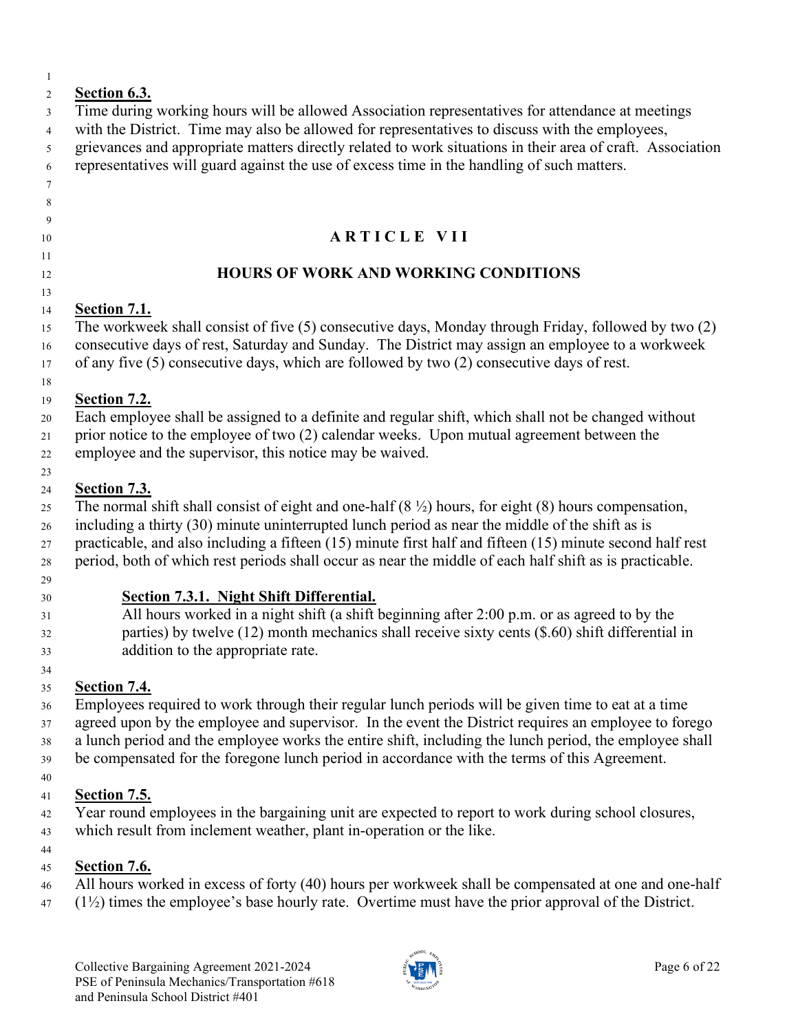**Section 6.3.**

Time during working hours will be allowed Association representatives for attendance at meetings with the District. Time may also be allowed for representatives to discuss with the employees, grievances and appropriate matters directly related to work situations in their area of craft. Association representatives will guard against the use of excess time in the handling of such matters.

# ARTICLE VII

## HOURS OF WORK AND WORKING CONDITIONS

**Section 7.1.**

The workweek shall consist of five (5) consecutive days, Monday through Friday, followed by two (2) consecutive days of rest, Saturday and Sunday. The District may assign an employee to a workweek of any five (5) consecutive days, which are followed by two (2) consecutive days of rest.

**Section 7.2.**

Each employee shall be assigned to a definite and regular shift, which shall not be changed without prior notice to the employee of two (2) calendar weeks. Upon mutual agreement between the employee and the supervisor, this notice may be waived.

**Section 7.3.**

The normal shift shall consist of eight and one-half (8 ½) hours, for eight (8) hours compensation, including a thirty (30) minute uninterrupted lunch period as near the middle of the shift as is practicable, and also including a fifteen (15) minute first half and fifteen (15) minute second half rest period, both of which rest periods shall occur as near the middle of each half shift as is practicable.

**Section 7.3.1. Night Shift Differential.**

All hours worked in a night shift (a shift beginning after 2:00 p.m. or as agreed to by the parties) by twelve (12) month mechanics shall receive sixty cents ($.60) shift differential in addition to the appropriate rate.

**Section 7.4.**

Employees required to work through their regular lunch periods will be given time to eat at a time agreed upon by the employee and supervisor. In the event the District requires an employee to forego a lunch period and the employee works the entire shift, including the lunch period, the employee shall be compensated for the foregone lunch period in accordance with the terms of this Agreement.

**Section 7.5.**

Year round employees in the bargaining unit are expected to report to work during school closures, which result from inclement weather, plant in-operation or the like.

**Section 7.6.**

All hours worked in excess of forty (40) hours per workweek shall be compensated at one and one-half (1½) times the employee's base hourly rate. Overtime must have the prior approval of the District.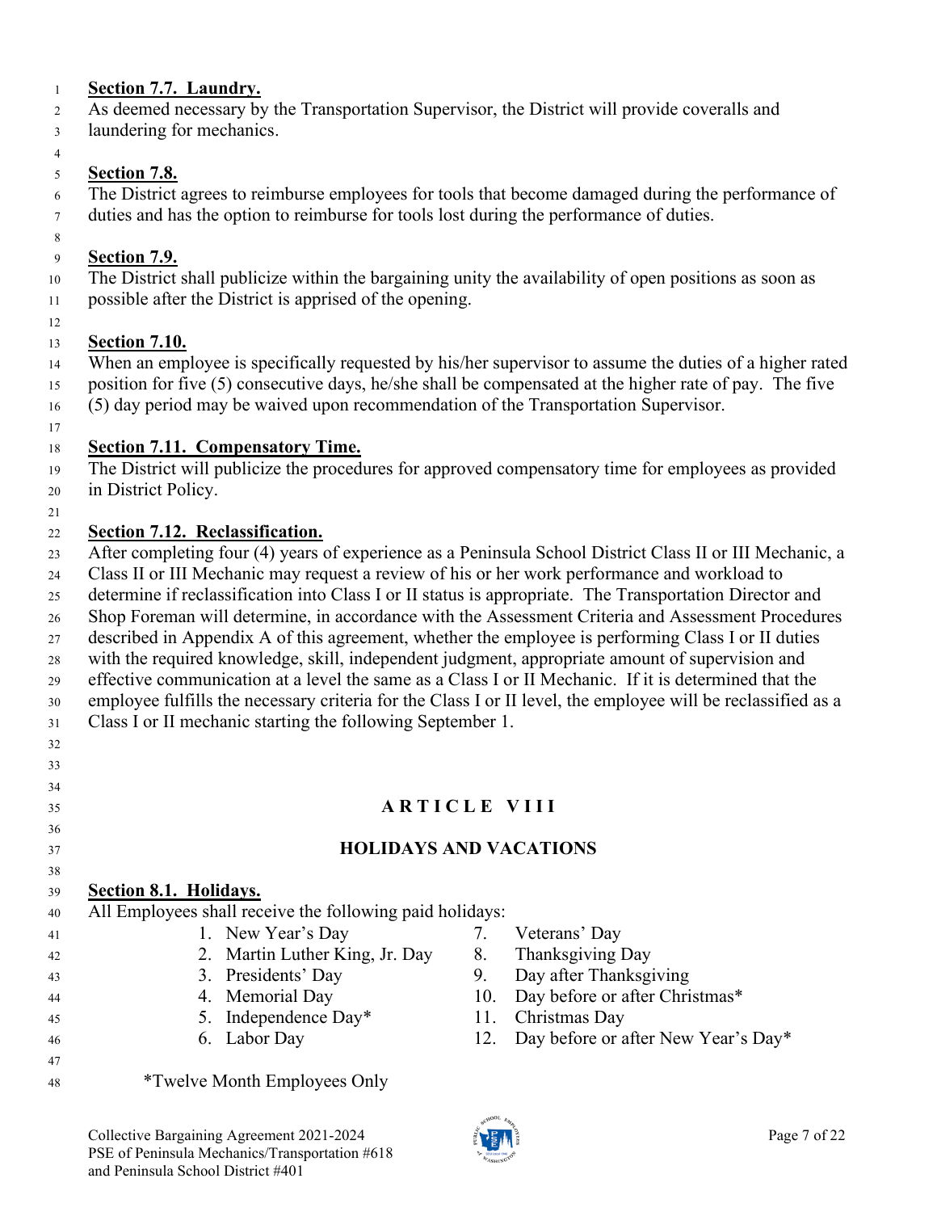**Section 7.7. Laundry.**

As deemed necessary by the Transportation Supervisor, the District will provide coveralls and laundering for mechanics.

**Section 7.8.**

The District agrees to reimburse employees for tools that become damaged during the performance of duties and has the option to reimburse for tools lost during the performance of duties.

**Section 7.9.**

The District shall publicize within the bargaining unity the availability of open positions as soon as possible after the District is apprised of the opening.

**Section 7.10.**

When an employee is specifically requested by his/her supervisor to assume the duties of a higher rated position for five (5) consecutive days, he/she shall be compensated at the higher rate of pay. The five (5) day period may be waived upon recommendation of the Transportation Supervisor.

**Section 7.11. Compensatory Time.**

The District will publicize the procedures for approved compensatory time for employees as provided in District Policy.

**Section 7.12. Reclassification.**

After completing four (4) years of experience as a Peninsula School District Class II or III Mechanic, a Class II or III Mechanic may request a review of his or her work performance and workload to determine if reclassification into Class I or II status is appropriate. The Transportation Director and Shop Foreman will determine, in accordance with the Assessment Criteria and Assessment Procedures described in Appendix A of this agreement, whether the employee is performing Class I or II duties with the required knowledge, skill, independent judgment, appropriate amount of supervision and effective communication at a level the same as a Class I or II Mechanic. If it is determined that the employee fulfills the necessary criteria for the Class I or II level, the employee will be reclassified as a Class I or II mechanic starting the following September 1.

## ARTICLE VIII

## HOLIDAYS AND VACATIONS

**Section 8.1. Holidays.**

All Employees shall receive the following paid holidays:

1. New Year's Day
2. Martin Luther King, Jr. Day
3. Presidents' Day
4. Memorial Day
5. Independence Day*
6. Labor Day
7. Veterans' Day
8. Thanksgiving Day
9. Day after Thanksgiving
10. Day before or after Christmas*
11. Christmas Day
12. Day before or after New Year's Day*

*Twelve Month Employees Only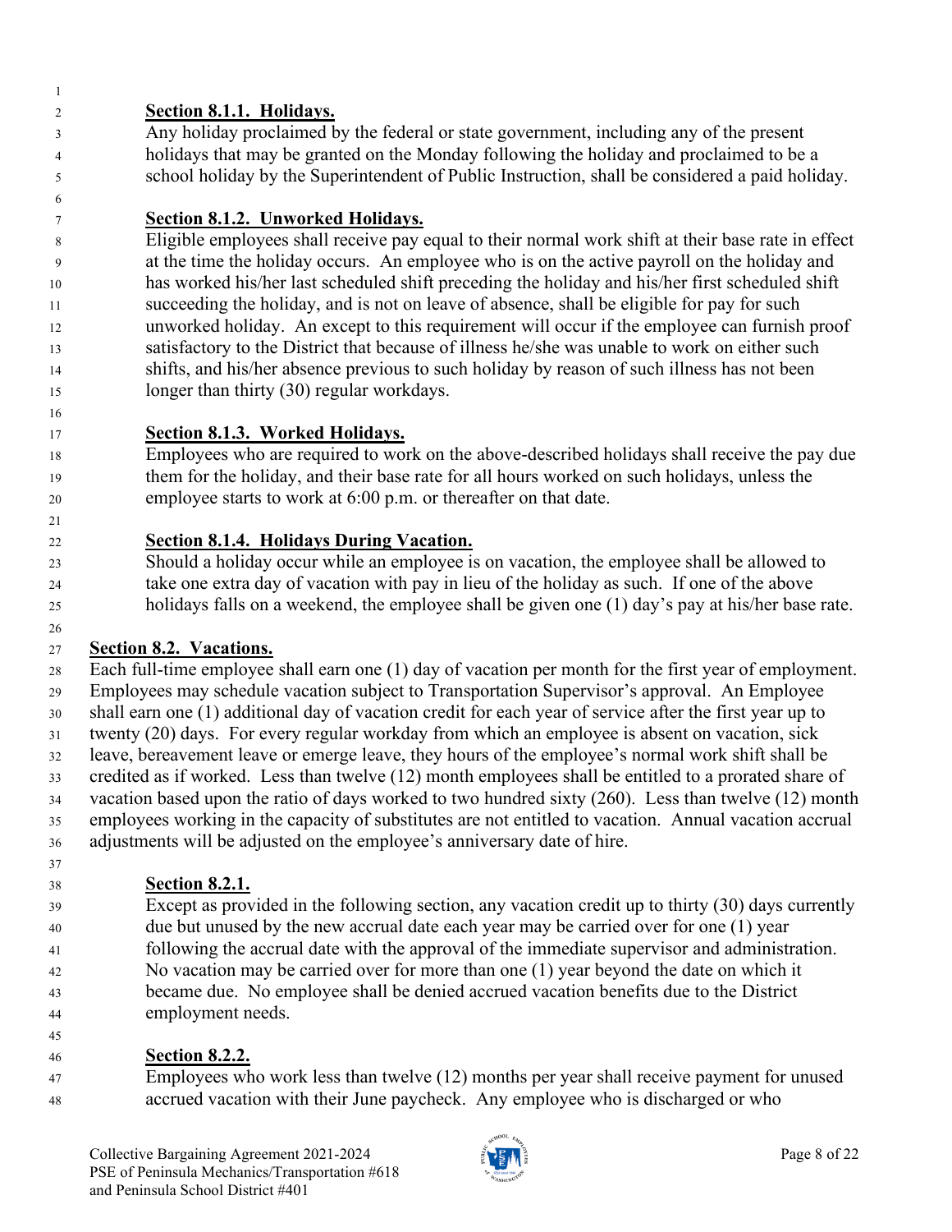### Section 8.1.1. Holidays.

Any holiday proclaimed by the federal or state government, including any of the present holidays that may be granted on the Monday following the holiday and proclaimed to be a school holiday by the Superintendent of Public Instruction, shall be considered a paid holiday.

### Section 8.1.2. Unworked Holidays.

Eligible employees shall receive pay equal to their normal work shift at their base rate in effect at the time the holiday occurs. An employee who is on the active payroll on the holiday and has worked his/her last scheduled shift preceding the holiday and his/her first scheduled shift succeeding the holiday, and is not on leave of absence, shall be eligible for pay for such unworked holiday. An except to this requirement will occur if the employee can furnish proof satisfactory to the District that because of illness he/she was unable to work on either such shifts, and his/her absence previous to such holiday by reason of such illness has not been longer than thirty (30) regular workdays.

### Section 8.1.3. Worked Holidays.

Employees who are required to work on the above-described holidays shall receive the pay due them for the holiday, and their base rate for all hours worked on such holidays, unless the employee starts to work at 6:00 p.m. or thereafter on that date.

### Section 8.1.4. Holidays During Vacation.

Should a holiday occur while an employee is on vacation, the employee shall be allowed to take one extra day of vacation with pay in lieu of the holiday as such. If one of the above holidays falls on a weekend, the employee shall be given one (1) day's pay at his/her base rate.

## Section 8.2. Vacations.

Each full-time employee shall earn one (1) day of vacation per month for the first year of employment. Employees may schedule vacation subject to Transportation Supervisor's approval. An Employee shall earn one (1) additional day of vacation credit for each year of service after the first year up to twenty (20) days. For every regular workday from which an employee is absent on vacation, sick leave, bereavement leave or emerge leave, they hours of the employee's normal work shift shall be credited as if worked. Less than twelve (12) month employees shall be entitled to a prorated share of vacation based upon the ratio of days worked to two hundred sixty (260). Less than twelve (12) month employees working in the capacity of substitutes are not entitled to vacation. Annual vacation accrual adjustments will be adjusted on the employee's anniversary date of hire.

### Section 8.2.1.

Except as provided in the following section, any vacation credit up to thirty (30) days currently due but unused by the new accrual date each year may be carried over for one (1) year following the accrual date with the approval of the immediate supervisor and administration. No vacation may be carried over for more than one (1) year beyond the date on which it became due. No employee shall be denied accrued vacation benefits due to the District employment needs.

### Section 8.2.2.

Employees who work less than twelve (12) months per year shall receive payment for unused accrued vacation with their June paycheck. Any employee who is discharged or who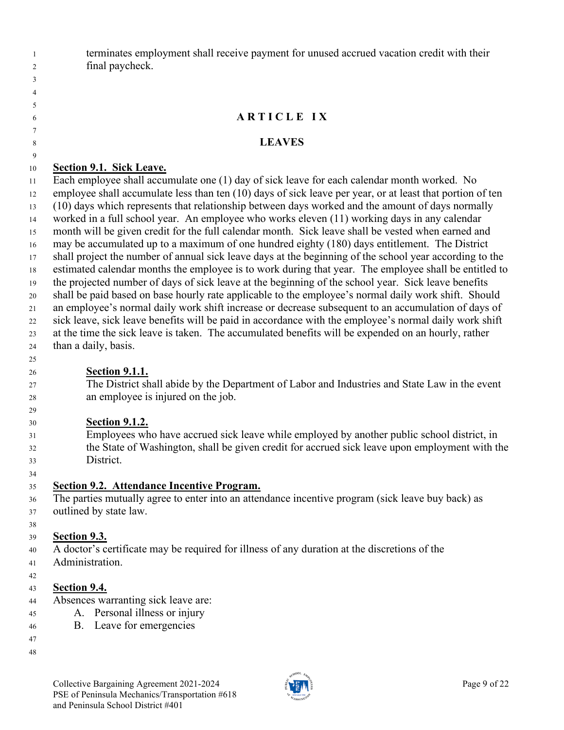terminates employment shall receive payment for unused accrued vacation credit with their final paycheck.

# ARTICLE IX

## LEAVES

**Section 9.1. Sick Leave.**

Each employee shall accumulate one (1) day of sick leave for each calendar month worked. No employee shall accumulate less than ten (10) days of sick leave per year, or at least that portion of ten (10) days which represents that relationship between days worked and the amount of days normally worked in a full school year. An employee who works eleven (11) working days in any calendar month will be given credit for the full calendar month. Sick leave shall be vested when earned and may be accumulated up to a maximum of one hundred eighty (180) days entitlement. The District shall project the number of annual sick leave days at the beginning of the school year according to the estimated calendar months the employee is to work during that year. The employee shall be entitled to the projected number of days of sick leave at the beginning of the school year. Sick leave benefits shall be paid based on base hourly rate applicable to the employee's normal daily work shift. Should an employee's normal daily work shift increase or decrease subsequent to an accumulation of days of sick leave, sick leave benefits will be paid in accordance with the employee's normal daily work shift at the time the sick leave is taken. The accumulated benefits will be expended on an hourly, rather than a daily, basis.

**Section 9.1.1.**

The District shall abide by the Department of Labor and Industries and State Law in the event an employee is injured on the job.

**Section 9.1.2.**

Employees who have accrued sick leave while employed by another public school district, in the State of Washington, shall be given credit for accrued sick leave upon employment with the District.

**Section 9.2. Attendance Incentive Program.**

The parties mutually agree to enter into an attendance incentive program (sick leave buy back) as outlined by state law.

**Section 9.3.**

A doctor's certificate may be required for illness of any duration at the discretions of the Administration.

**Section 9.4.**

Absences warranting sick leave are:

A. Personal illness or injury
B. Leave for emergencies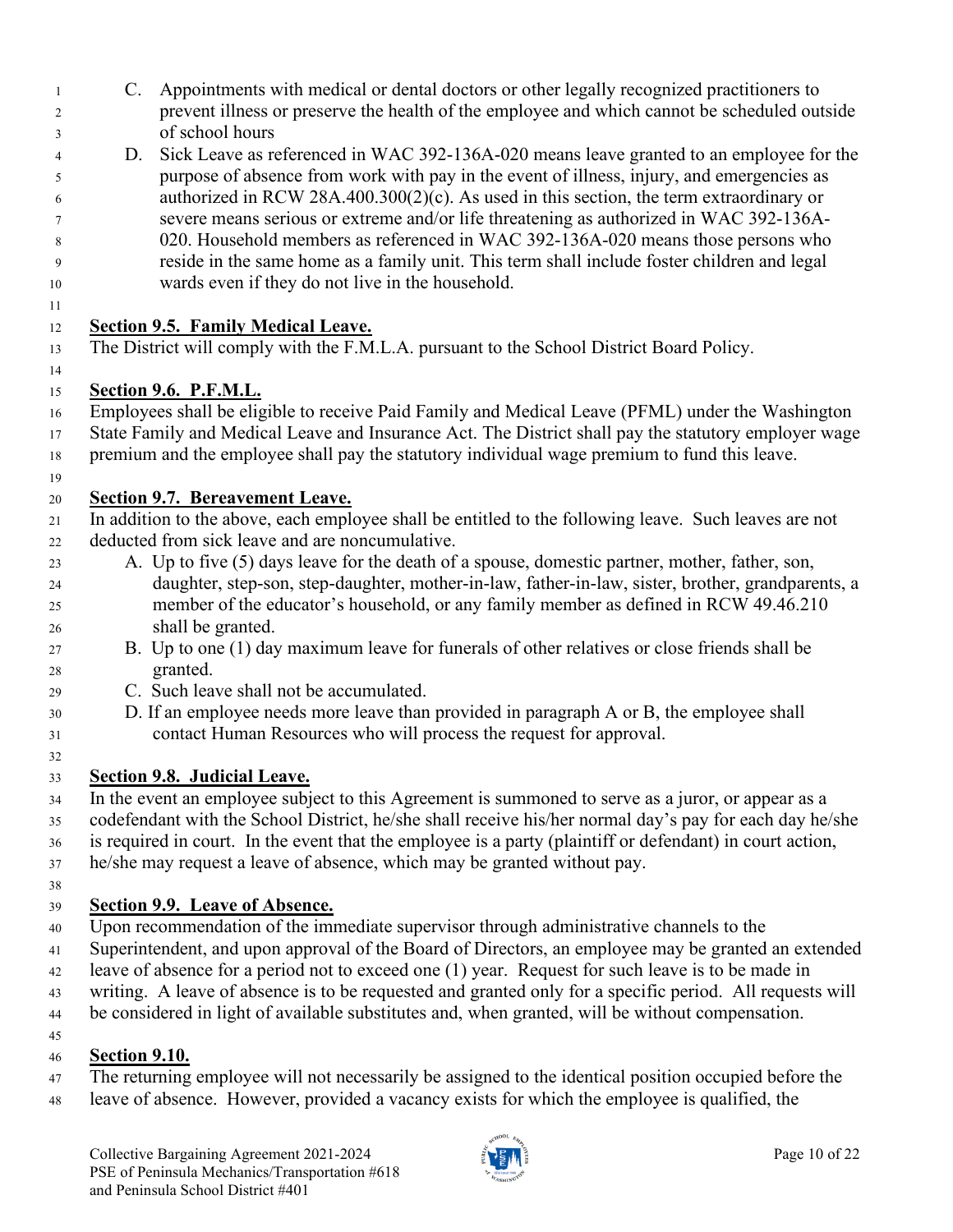C. Appointments with medical or dental doctors or other legally recognized practitioners to prevent illness or preserve the health of the employee and which cannot be scheduled outside of school hours

D. Sick Leave as referenced in WAC 392-136A-020 means leave granted to an employee for the purpose of absence from work with pay in the event of illness, injury, and emergencies as authorized in RCW 28A.400.300(2)(c). As used in this section, the term extraordinary or severe means serious or extreme and/or life threatening as authorized in WAC 392-136A-020. Household members as referenced in WAC 392-136A-020 means those persons who reside in the same home as a family unit. This term shall include foster children and legal wards even if they do not live in the household.

**Section 9.5. Family Medical Leave.**

The District will comply with the F.M.L.A. pursuant to the School District Board Policy.

**Section 9.6. P.F.M.L.**

Employees shall be eligible to receive Paid Family and Medical Leave (PFML) under the Washington State Family and Medical Leave and Insurance Act. The District shall pay the statutory employer wage premium and the employee shall pay the statutory individual wage premium to fund this leave.

**Section 9.7. Bereavement Leave.**

In addition to the above, each employee shall be entitled to the following leave. Such leaves are not deducted from sick leave and are noncumulative.

A. Up to five (5) days leave for the death of a spouse, domestic partner, mother, father, son, daughter, step-son, step-daughter, mother-in-law, father-in-law, sister, brother, grandparents, a member of the educator's household, or any family member as defined in RCW 49.46.210 shall be granted.

B. Up to one (1) day maximum leave for funerals of other relatives or close friends shall be granted.

C. Such leave shall not be accumulated.

D. If an employee needs more leave than provided in paragraph A or B, the employee shall contact Human Resources who will process the request for approval.

**Section 9.8. Judicial Leave.**

In the event an employee subject to this Agreement is summoned to serve as a juror, or appear as a codefendant with the School District, he/she shall receive his/her normal day's pay for each day he/she is required in court. In the event that the employee is a party (plaintiff or defendant) in court action, he/she may request a leave of absence, which may be granted without pay.

**Section 9.9. Leave of Absence.**

Upon recommendation of the immediate supervisor through administrative channels to the Superintendent, and upon approval of the Board of Directors, an employee may be granted an extended leave of absence for a period not to exceed one (1) year. Request for such leave is to be made in writing. A leave of absence is to be requested and granted only for a specific period. All requests will be considered in light of available substitutes and, when granted, will be without compensation.

**Section 9.10.**

The returning employee will not necessarily be assigned to the identical position occupied before the leave of absence. However, provided a vacancy exists for which the employee is qualified, the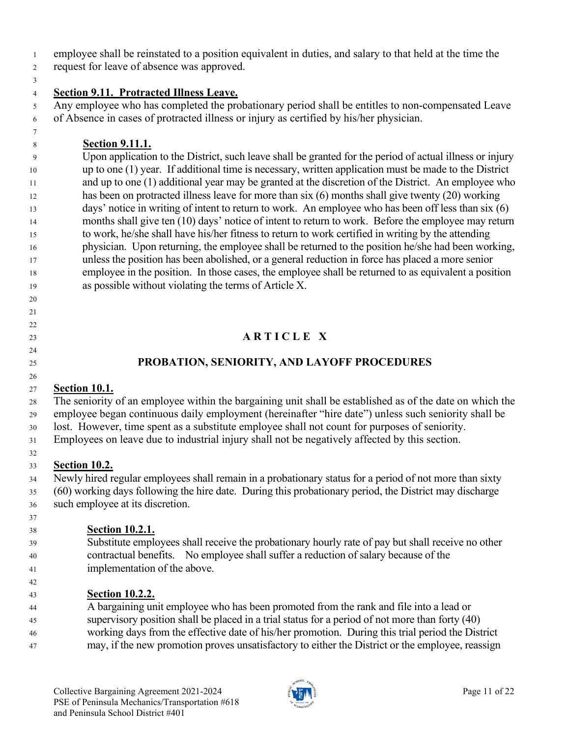employee shall be reinstated to a position equivalent in duties, and salary to that held at the time the request for leave of absence was approved.

**Section 9.11. Protracted Illness Leave.**

Any employee who has completed the probationary period shall be entitles to non-compensated Leave of Absence in cases of protracted illness or injury as certified by his/her physician.

**Section 9.11.1.**

Upon application to the District, such leave shall be granted for the period of actual illness or injury up to one (1) year. If additional time is necessary, written application must be made to the District and up to one (1) additional year may be granted at the discretion of the District. An employee who has been on protracted illness leave for more than six (6) months shall give twenty (20) working days' notice in writing of intent to return to work. An employee who has been off less than six (6) months shall give ten (10) days' notice of intent to return to work. Before the employee may return to work, he/she shall have his/her fitness to return to work certified in writing by the attending physician. Upon returning, the employee shall be returned to the position he/she had been working, unless the position has been abolished, or a general reduction in force has placed a more senior employee in the position. In those cases, the employee shall be returned to as equivalent a position as possible without violating the terms of Article X.

# ARTICLE X

## PROBATION, SENIORITY, AND LAYOFF PROCEDURES

**Section 10.1.**

The seniority of an employee within the bargaining unit shall be established as of the date on which the employee began continuous daily employment (hereinafter "hire date") unless such seniority shall be lost. However, time spent as a substitute employee shall not count for purposes of seniority. Employees on leave due to industrial injury shall not be negatively affected by this section.

**Section 10.2.**

Newly hired regular employees shall remain in a probationary status for a period of not more than sixty (60) working days following the hire date. During this probationary period, the District may discharge such employee at its discretion.

**Section 10.2.1.**

Substitute employees shall receive the probationary hourly rate of pay but shall receive no other contractual benefits. No employee shall suffer a reduction of salary because of the implementation of the above.

**Section 10.2.2.**

A bargaining unit employee who has been promoted from the rank and file into a lead or supervisory position shall be placed in a trial status for a period of not more than forty (40) working days from the effective date of his/her promotion. During this trial period the District may, if the new promotion proves unsatisfactory to either the District or the employee, reassign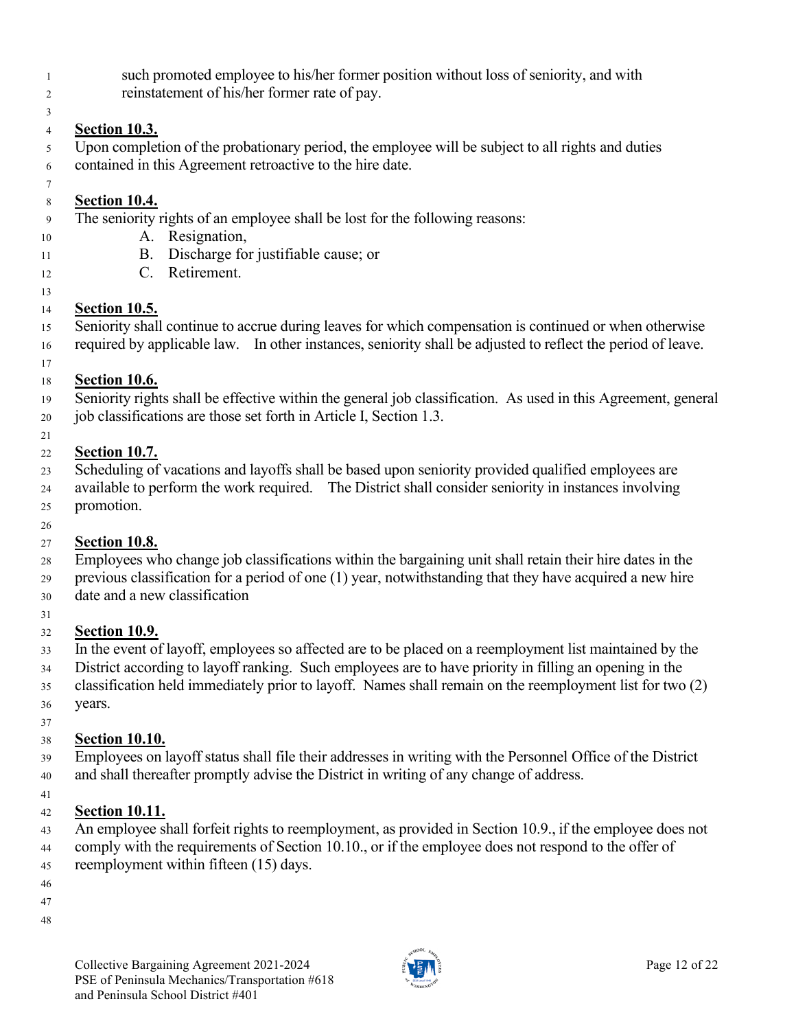such promoted employee to his/her former position without loss of seniority, and with reinstatement of his/her former rate of pay.

**Section 10.3.**
Upon completion of the probationary period, the employee will be subject to all rights and duties contained in this Agreement retroactive to the hire date.

**Section 10.4.**
The seniority rights of an employee shall be lost for the following reasons:

A. Resignation,
B. Discharge for justifiable cause; or
C. Retirement.

**Section 10.5.**
Seniority shall continue to accrue during leaves for which compensation is continued or when otherwise required by applicable law. In other instances, seniority shall be adjusted to reflect the period of leave.

**Section 10.6.**
Seniority rights shall be effective within the general job classification. As used in this Agreement, general job classifications are those set forth in Article I, Section 1.3.

**Section 10.7.**
Scheduling of vacations and layoffs shall be based upon seniority provided qualified employees are available to perform the work required. The District shall consider seniority in instances involving promotion.

**Section 10.8.**
Employees who change job classifications within the bargaining unit shall retain their hire dates in the previous classification for a period of one (1) year, notwithstanding that they have acquired a new hire date and a new classification

**Section 10.9.**
In the event of layoff, employees so affected are to be placed on a reemployment list maintained by the District according to layoff ranking. Such employees are to have priority in filling an opening in the classification held immediately prior to layoff. Names shall remain on the reemployment list for two (2) years.

**Section 10.10.**
Employees on layoff status shall file their addresses in writing with the Personnel Office of the District and shall thereafter promptly advise the District in writing of any change of address.

**Section 10.11.**
An employee shall forfeit rights to reemployment, as provided in Section 10.9., if the employee does not comply with the requirements of Section 10.10., or if the employee does not respond to the offer of reemployment within fifteen (15) days.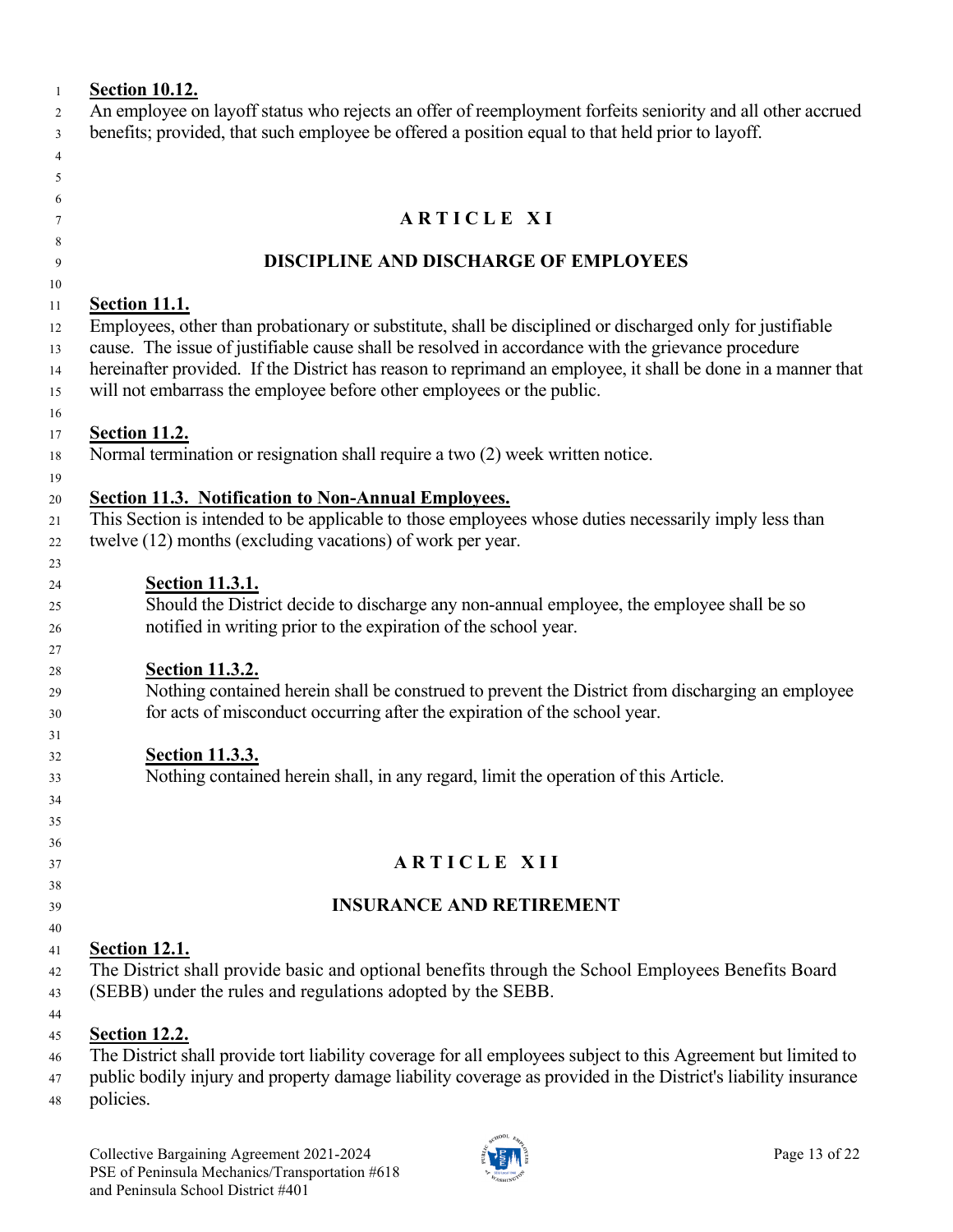**Section 10.12.**
An employee on layoff status who rejects an offer of reemployment forfeits seniority and all other accrued benefits; provided, that such employee be offered a position equal to that held prior to layoff.

# ARTICLE XI

## DISCIPLINE AND DISCHARGE OF EMPLOYEES

**Section 11.1.**
Employees, other than probationary or substitute, shall be disciplined or discharged only for justifiable cause. The issue of justifiable cause shall be resolved in accordance with the grievance procedure hereinafter provided. If the District has reason to reprimand an employee, it shall be done in a manner that will not embarrass the employee before other employees or the public.

**Section 11.2.**
Normal termination or resignation shall require a two (2) week written notice.

**Section 11.3. Notification to Non-Annual Employees.**
This Section is intended to be applicable to those employees whose duties necessarily imply less than twelve (12) months (excluding vacations) of work per year.

> **Section 11.3.1.**
> Should the District decide to discharge any non-annual employee, the employee shall be so notified in writing prior to the expiration of the school year.
>
> **Section 11.3.2.**
> Nothing contained herein shall be construed to prevent the District from discharging an employee for acts of misconduct occurring after the expiration of the school year.
>
> **Section 11.3.3.**
> Nothing contained herein shall, in any regard, limit the operation of this Article.

# ARTICLE XII

## INSURANCE AND RETIREMENT

**Section 12.1.**
The District shall provide basic and optional benefits through the School Employees Benefits Board (SEBB) under the rules and regulations adopted by the SEBB.

**Section 12.2.**
The District shall provide tort liability coverage for all employees subject to this Agreement but limited to public bodily injury and property damage liability coverage as provided in the District's liability insurance policies.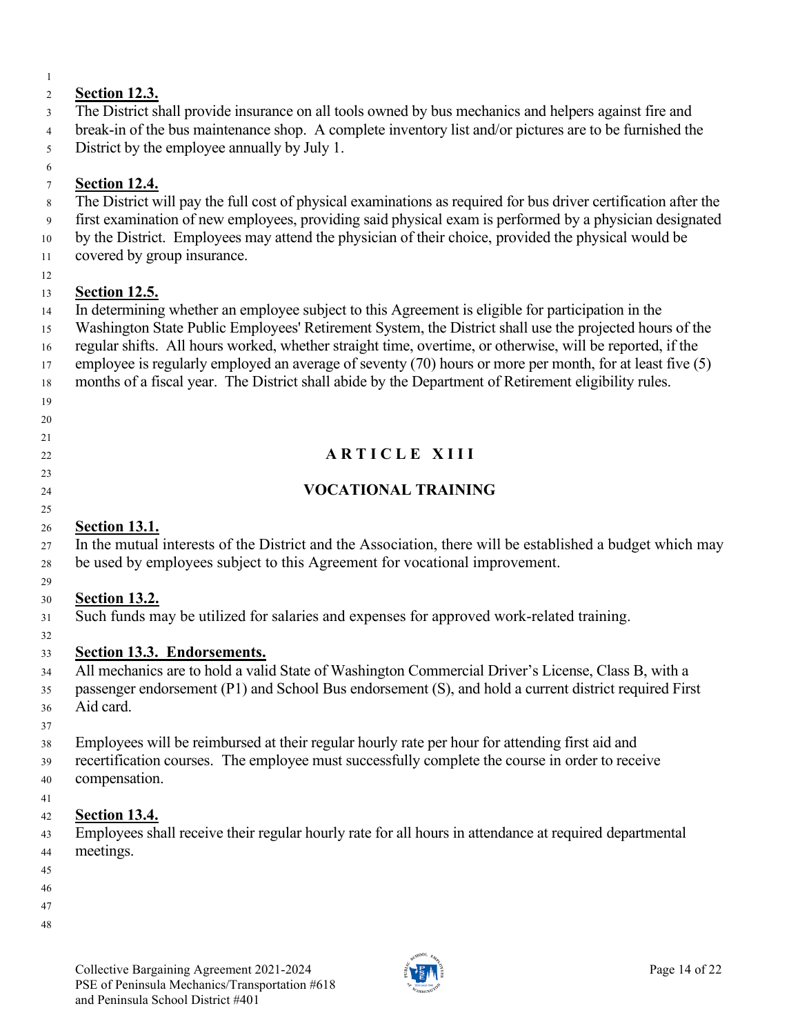**Section 12.3.**

The District shall provide insurance on all tools owned by bus mechanics and helpers against fire and break-in of the bus maintenance shop. A complete inventory list and/or pictures are to be furnished the District by the employee annually by July 1.

**Section 12.4.**

The District will pay the full cost of physical examinations as required for bus driver certification after the first examination of new employees, providing said physical exam is performed by a physician designated by the District. Employees may attend the physician of their choice, provided the physical would be covered by group insurance.

**Section 12.5.**

In determining whether an employee subject to this Agreement is eligible for participation in the Washington State Public Employees' Retirement System, the District shall use the projected hours of the regular shifts. All hours worked, whether straight time, overtime, or otherwise, will be reported, if the employee is regularly employed an average of seventy (70) hours or more per month, for at least five (5) months of a fiscal year. The District shall abide by the Department of Retirement eligibility rules.

## ARTICLE XIII

## VOCATIONAL TRAINING

**Section 13.1.**

In the mutual interests of the District and the Association, there will be established a budget which may be used by employees subject to this Agreement for vocational improvement.

**Section 13.2.**

Such funds may be utilized for salaries and expenses for approved work-related training.

**Section 13.3. Endorsements.**

All mechanics are to hold a valid State of Washington Commercial Driver's License, Class B, with a passenger endorsement (P1) and School Bus endorsement (S), and hold a current district required First Aid card.

Employees will be reimbursed at their regular hourly rate per hour for attending first aid and recertification courses. The employee must successfully complete the course in order to receive compensation.

**Section 13.4.**

Employees shall receive their regular hourly rate for all hours in attendance at required departmental meetings.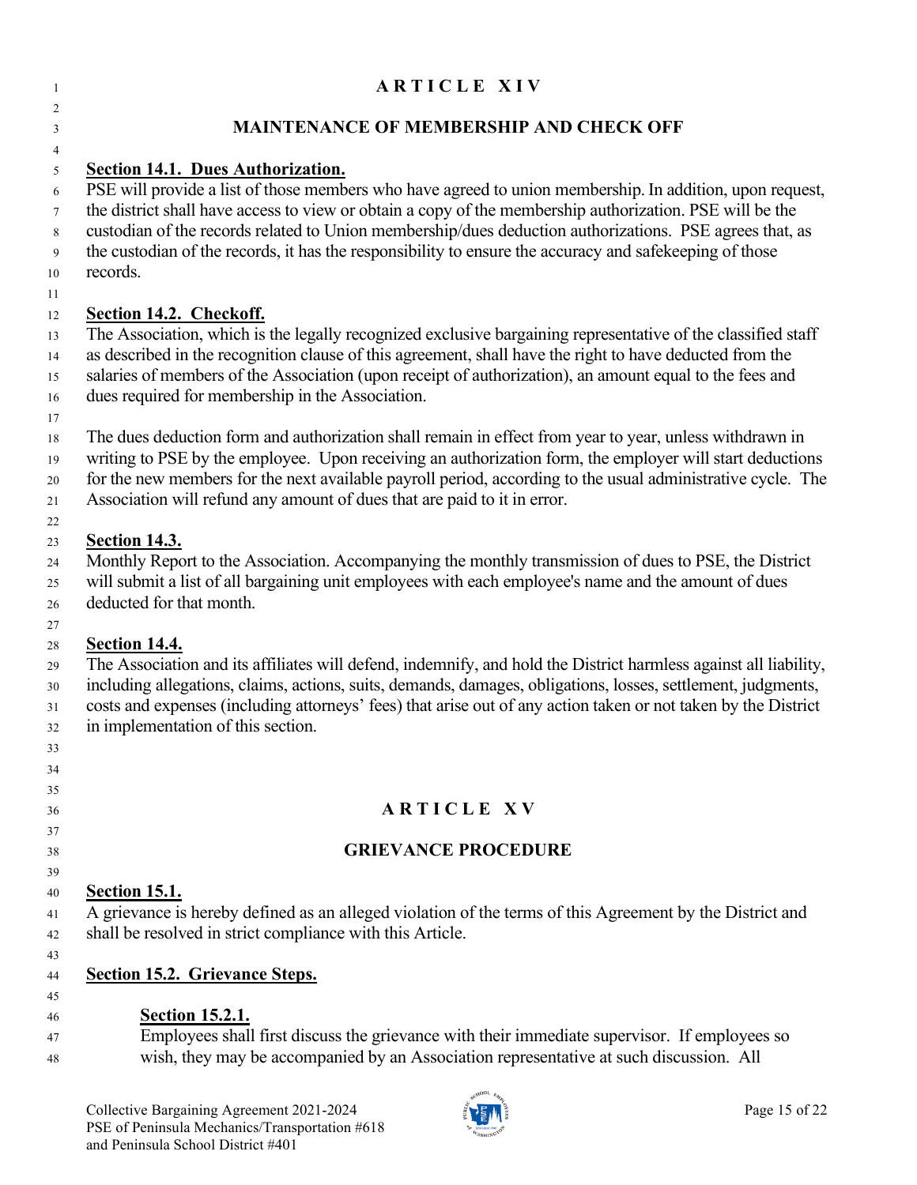# ARTICLE XIV

## MAINTENANCE OF MEMBERSHIP AND CHECK OFF

**Section 14.1. Dues Authorization.**

PSE will provide a list of those members who have agreed to union membership. In addition, upon request, the district shall have access to view or obtain a copy of the membership authorization. PSE will be the custodian of the records related to Union membership/dues deduction authorizations. PSE agrees that, as the custodian of the records, it has the responsibility to ensure the accuracy and safekeeping of those records.

**Section 14.2. Checkoff.**

The Association, which is the legally recognized exclusive bargaining representative of the classified staff as described in the recognition clause of this agreement, shall have the right to have deducted from the salaries of members of the Association (upon receipt of authorization), an amount equal to the fees and dues required for membership in the Association.

The dues deduction form and authorization shall remain in effect from year to year, unless withdrawn in writing to PSE by the employee. Upon receiving an authorization form, the employer will start deductions for the new members for the next available payroll period, according to the usual administrative cycle. The Association will refund any amount of dues that are paid to it in error.

**Section 14.3.**

Monthly Report to the Association. Accompanying the monthly transmission of dues to PSE, the District will submit a list of all bargaining unit employees with each employee's name and the amount of dues deducted for that month.

**Section 14.4.**

The Association and its affiliates will defend, indemnify, and hold the District harmless against all liability, including allegations, claims, actions, suits, demands, damages, obligations, losses, settlement, judgments, costs and expenses (including attorneys' fees) that arise out of any action taken or not taken by the District in implementation of this section.

# ARTICLE XV

## GRIEVANCE PROCEDURE

**Section 15.1.**

A grievance is hereby defined as an alleged violation of the terms of this Agreement by the District and shall be resolved in strict compliance with this Article.

**Section 15.2. Grievance Steps.**

> **Section 15.2.1.**
>
> Employees shall first discuss the grievance with their immediate supervisor. If employees so wish, they may be accompanied by an Association representative at such discussion. All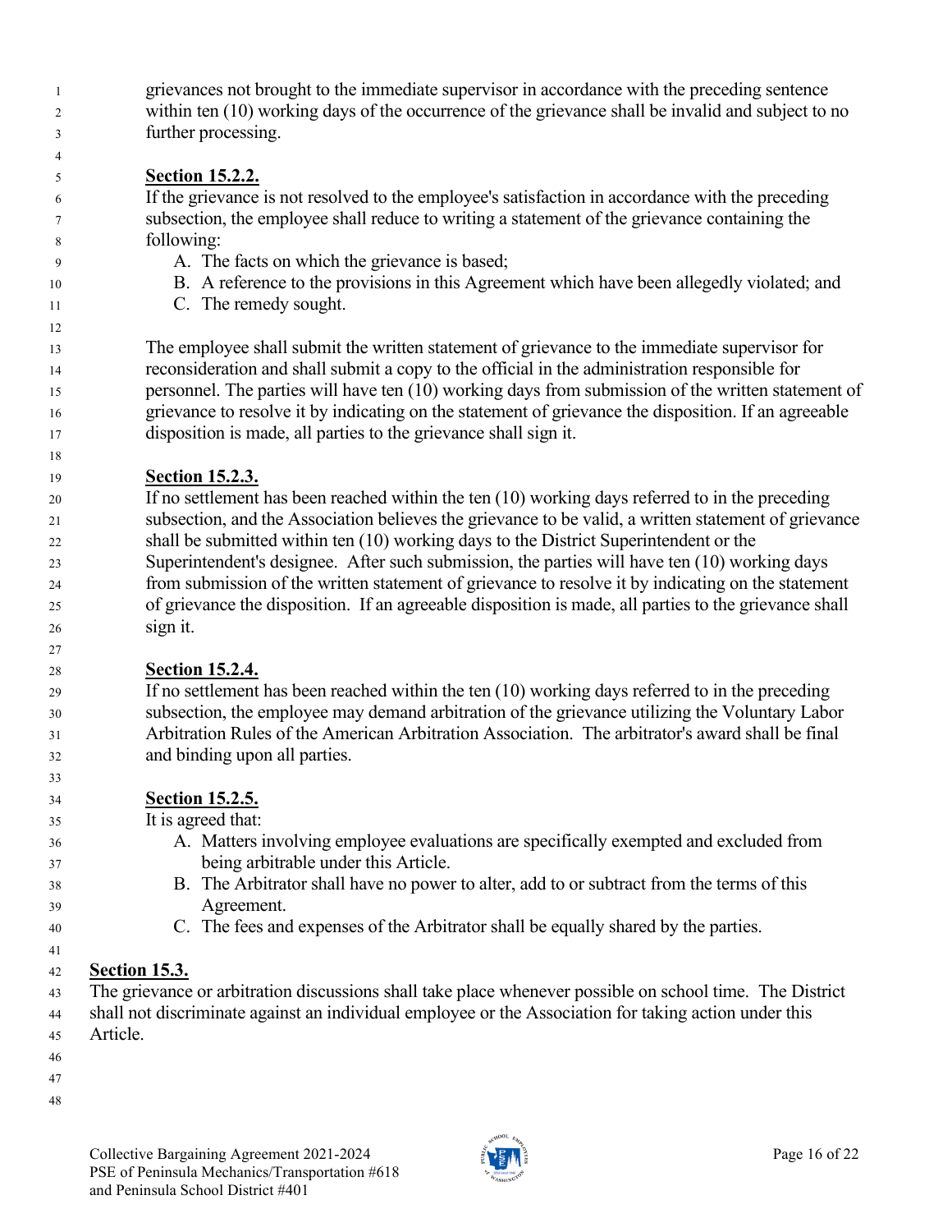grievances not brought to the immediate supervisor in accordance with the preceding sentence within ten (10) working days of the occurrence of the grievance shall be invalid and subject to no further processing.

**Section 15.2.2.**

If the grievance is not resolved to the employee's satisfaction in accordance with the preceding subsection, the employee shall reduce to writing a statement of the grievance containing the following:

A. The facts on which the grievance is based;
B. A reference to the provisions in this Agreement which have been allegedly violated; and
C. The remedy sought.

The employee shall submit the written statement of grievance to the immediate supervisor for reconsideration and shall submit a copy to the official in the administration responsible for personnel. The parties will have ten (10) working days from submission of the written statement of grievance to resolve it by indicating on the statement of grievance the disposition. If an agreeable disposition is made, all parties to the grievance shall sign it.

**Section 15.2.3.**

If no settlement has been reached within the ten (10) working days referred to in the preceding subsection, and the Association believes the grievance to be valid, a written statement of grievance shall be submitted within ten (10) working days to the District Superintendent or the Superintendent's designee. After such submission, the parties will have ten (10) working days from submission of the written statement of grievance to resolve it by indicating on the statement of grievance the disposition. If an agreeable disposition is made, all parties to the grievance shall sign it.

**Section 15.2.4.**

If no settlement has been reached within the ten (10) working days referred to in the preceding subsection, the employee may demand arbitration of the grievance utilizing the Voluntary Labor Arbitration Rules of the American Arbitration Association. The arbitrator's award shall be final and binding upon all parties.

**Section 15.2.5.**

It is agreed that:

A. Matters involving employee evaluations are specifically exempted and excluded from being arbitrable under this Article.
B. The Arbitrator shall have no power to alter, add to or subtract from the terms of this Agreement.
C. The fees and expenses of the Arbitrator shall be equally shared by the parties.

**Section 15.3.**

The grievance or arbitration discussions shall take place whenever possible on school time. The District shall not discriminate against an individual employee or the Association for taking action under this Article.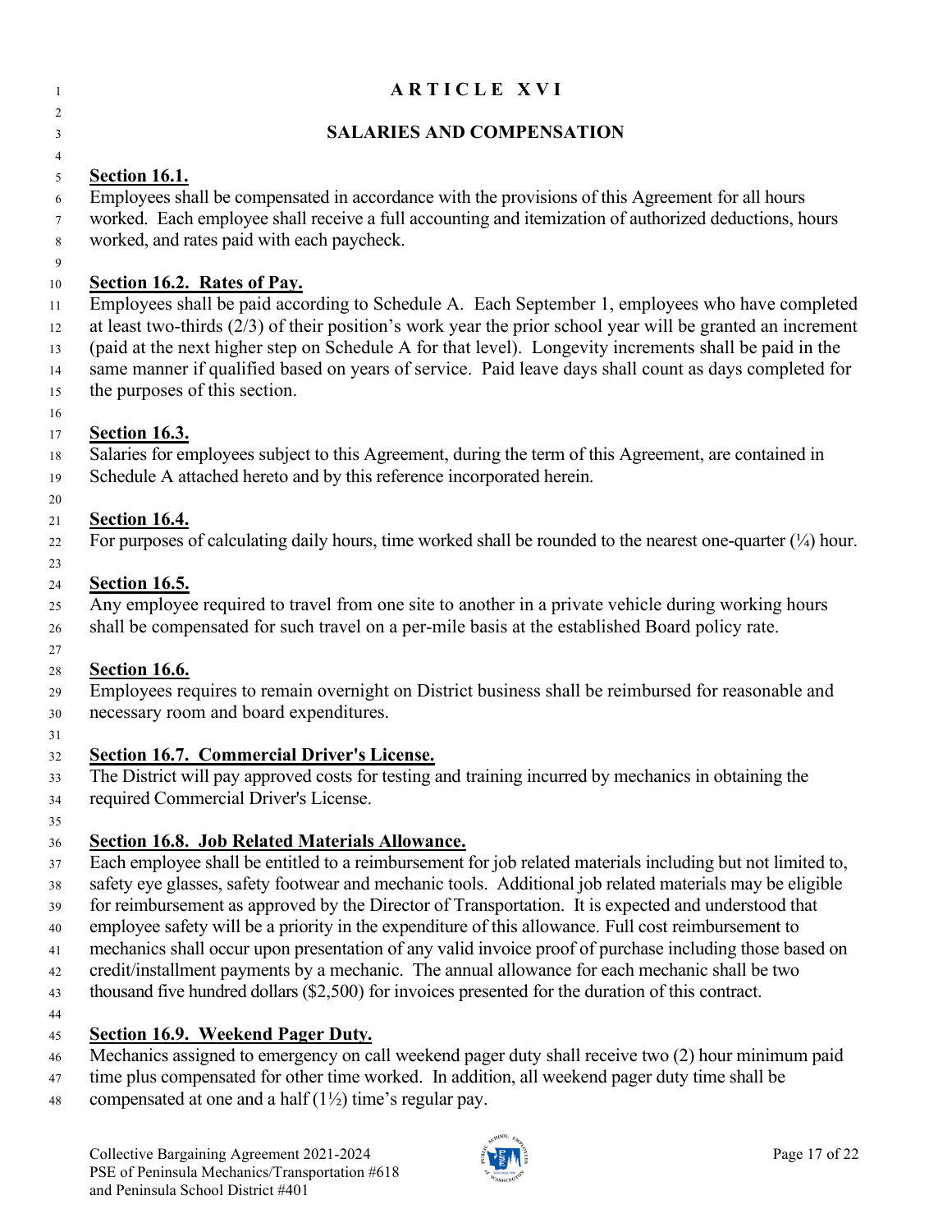# ARTICLE XVI

## SALARIES AND COMPENSATION

**Section 16.1.**

Employees shall be compensated in accordance with the provisions of this Agreement for all hours worked. Each employee shall receive a full accounting and itemization of authorized deductions, hours worked, and rates paid with each paycheck.

**Section 16.2. Rates of Pay.**

Employees shall be paid according to Schedule A. Each September 1, employees who have completed at least two-thirds (2/3) of their position's work year the prior school year will be granted an increment (paid at the next higher step on Schedule A for that level). Longevity increments shall be paid in the same manner if qualified based on years of service. Paid leave days shall count as days completed for the purposes of this section.

**Section 16.3.**

Salaries for employees subject to this Agreement, during the term of this Agreement, are contained in Schedule A attached hereto and by this reference incorporated herein.

**Section 16.4.**

For purposes of calculating daily hours, time worked shall be rounded to the nearest one-quarter (¼) hour.

**Section 16.5.**

Any employee required to travel from one site to another in a private vehicle during working hours shall be compensated for such travel on a per-mile basis at the established Board policy rate.

**Section 16.6.**

Employees requires to remain overnight on District business shall be reimbursed for reasonable and necessary room and board expenditures.

**Section 16.7. Commercial Driver's License.**

The District will pay approved costs for testing and training incurred by mechanics in obtaining the required Commercial Driver's License.

**Section 16.8. Job Related Materials Allowance.**

Each employee shall be entitled to a reimbursement for job related materials including but not limited to, safety eye glasses, safety footwear and mechanic tools. Additional job related materials may be eligible for reimbursement as approved by the Director of Transportation. It is expected and understood that employee safety will be a priority in the expenditure of this allowance. Full cost reimbursement to mechanics shall occur upon presentation of any valid invoice proof of purchase including those based on credit/installment payments by a mechanic. The annual allowance for each mechanic shall be two thousand five hundred dollars ($2,500) for invoices presented for the duration of this contract.

**Section 16.9. Weekend Pager Duty.**

Mechanics assigned to emergency on call weekend pager duty shall receive two (2) hour minimum paid time plus compensated for other time worked. In addition, all weekend pager duty time shall be compensated at one and a half (1½) time's regular pay.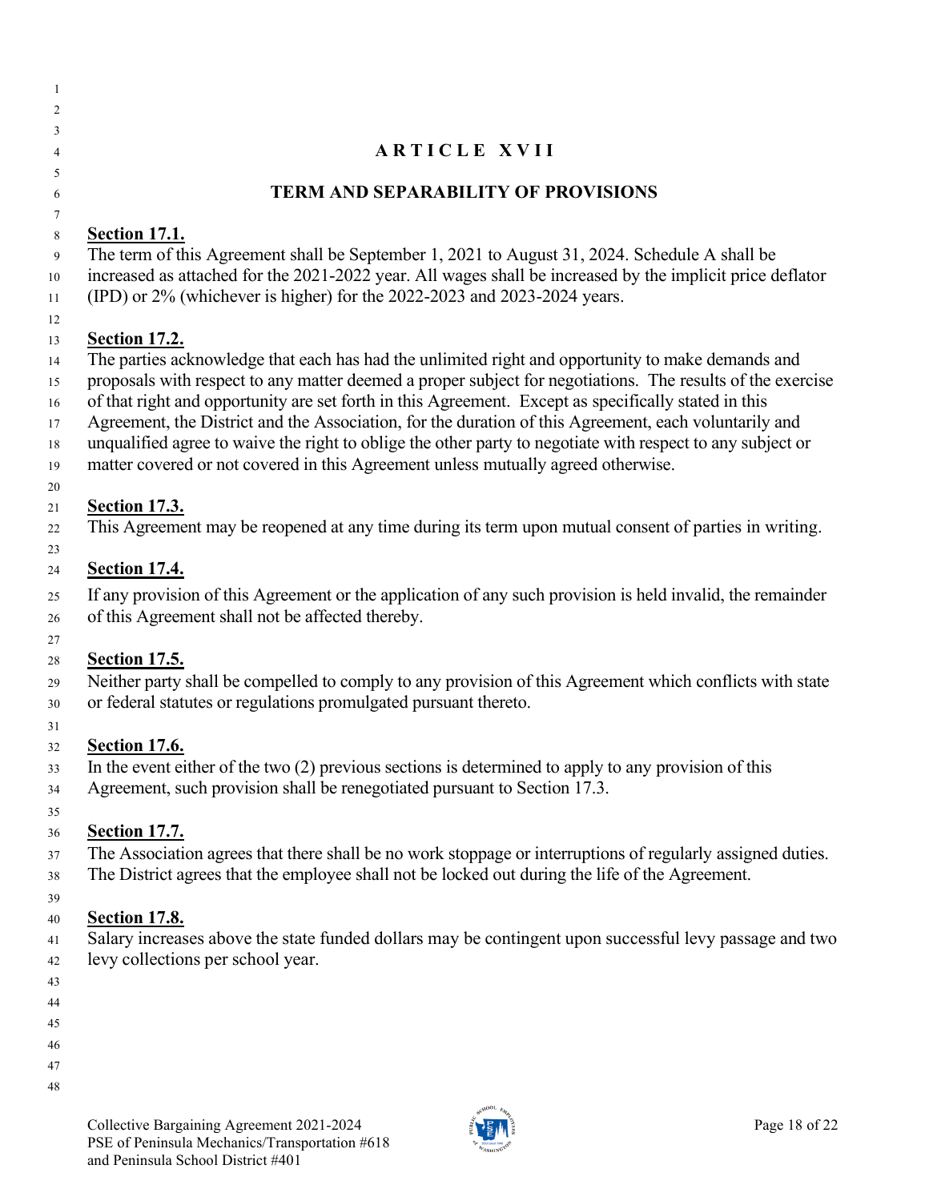# ARTICLE XVII

## TERM AND SEPARABILITY OF PROVISIONS

**Section 17.1.**
The term of this Agreement shall be September 1, 2021 to August 31, 2024. Schedule A shall be increased as attached for the 2021-2022 year. All wages shall be increased by the implicit price deflator (IPD) or 2% (whichever is higher) for the 2022-2023 and 2023-2024 years.

**Section 17.2.**
The parties acknowledge that each has had the unlimited right and opportunity to make demands and proposals with respect to any matter deemed a proper subject for negotiations. The results of the exercise of that right and opportunity are set forth in this Agreement. Except as specifically stated in this Agreement, the District and the Association, for the duration of this Agreement, each voluntarily and unqualified agree to waive the right to oblige the other party to negotiate with respect to any subject or matter covered or not covered in this Agreement unless mutually agreed otherwise.

**Section 17.3.**
This Agreement may be reopened at any time during its term upon mutual consent of parties in writing.

**Section 17.4.**
If any provision of this Agreement or the application of any such provision is held invalid, the remainder of this Agreement shall not be affected thereby.

**Section 17.5.**
Neither party shall be compelled to comply to any provision of this Agreement which conflicts with state or federal statutes or regulations promulgated pursuant thereto.

**Section 17.6.**
In the event either of the two (2) previous sections is determined to apply to any provision of this Agreement, such provision shall be renegotiated pursuant to Section 17.3.

**Section 17.7.**
The Association agrees that there shall be no work stoppage or interruptions of regularly assigned duties. The District agrees that the employee shall not be locked out during the life of the Agreement.

**Section 17.8.**
Salary increases above the state funded dollars may be contingent upon successful levy passage and two levy collections per school year.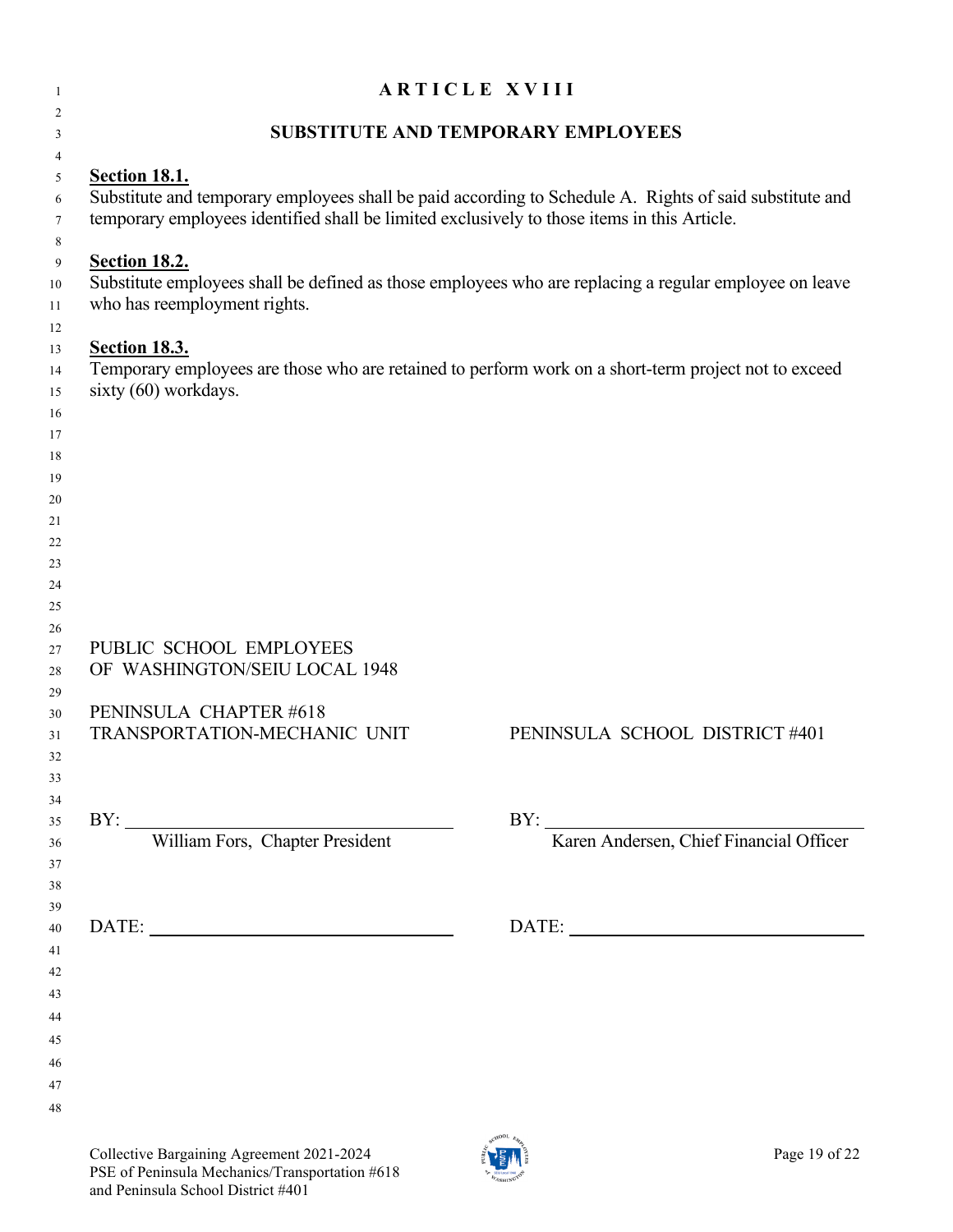# ARTICLE XVIII

## SUBSTITUTE AND TEMPORARY EMPLOYEES

**Section 18.1.**
Substitute and temporary employees shall be paid according to Schedule A. Rights of said substitute and temporary employees identified shall be limited exclusively to those items in this Article.

**Section 18.2.**
Substitute employees shall be defined as those employees who are replacing a regular employee on leave who has reemployment rights.

**Section 18.3.**
Temporary employees are those who are retained to perform work on a short-term project not to exceed sixty (60) workdays.

| PUBLIC SCHOOL EMPLOYEES OF WASHINGTON/SEIU LOCAL 1948<br><br>PENINSULA CHAPTER #618 TRANSPORTATION-MECHANIC UNIT | PENINSULA SCHOOL DISTRICT #401 |
|---|---|
| BY: ______________________________ | BY: ______________________________ |
| William Fors, Chapter President | Karen Andersen, Chief Financial Officer |
| DATE: ______________________________ | DATE: ______________________________ |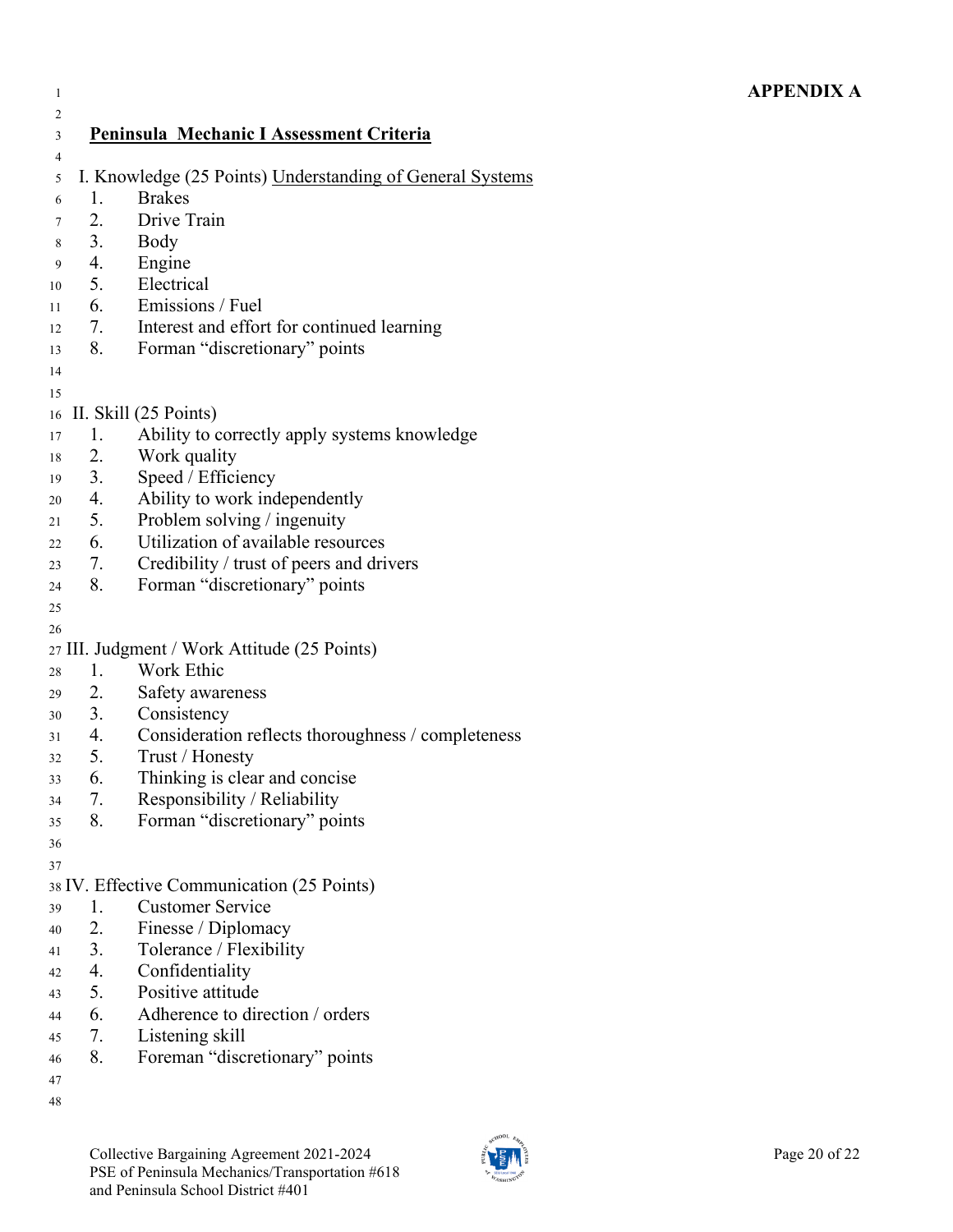**APPENDIX A**

## Peninsula Mechanic I Assessment Criteria

I. Knowledge (25 Points) Understanding of General Systems

1. Brakes
2. Drive Train
3. Body
4. Engine
5. Electrical
6. Emissions / Fuel
7. Interest and effort for continued learning
8. Forman "discretionary" points

II. Skill (25 Points)

1. Ability to correctly apply systems knowledge
2. Work quality
3. Speed / Efficiency
4. Ability to work independently
5. Problem solving / ingenuity
6. Utilization of available resources
7. Credibility / trust of peers and drivers
8. Forman "discretionary" points

III. Judgment / Work Attitude (25 Points)

1. Work Ethic
2. Safety awareness
3. Consistency
4. Consideration reflects thoroughness / completeness
5. Trust / Honesty
6. Thinking is clear and concise
7. Responsibility / Reliability
8. Forman "discretionary" points

IV. Effective Communication (25 Points)

1. Customer Service
2. Finesse / Diplomacy
3. Tolerance / Flexibility
4. Confidentiality
5. Positive attitude
6. Adherence to direction / orders
7. Listening skill
8. Foreman "discretionary" points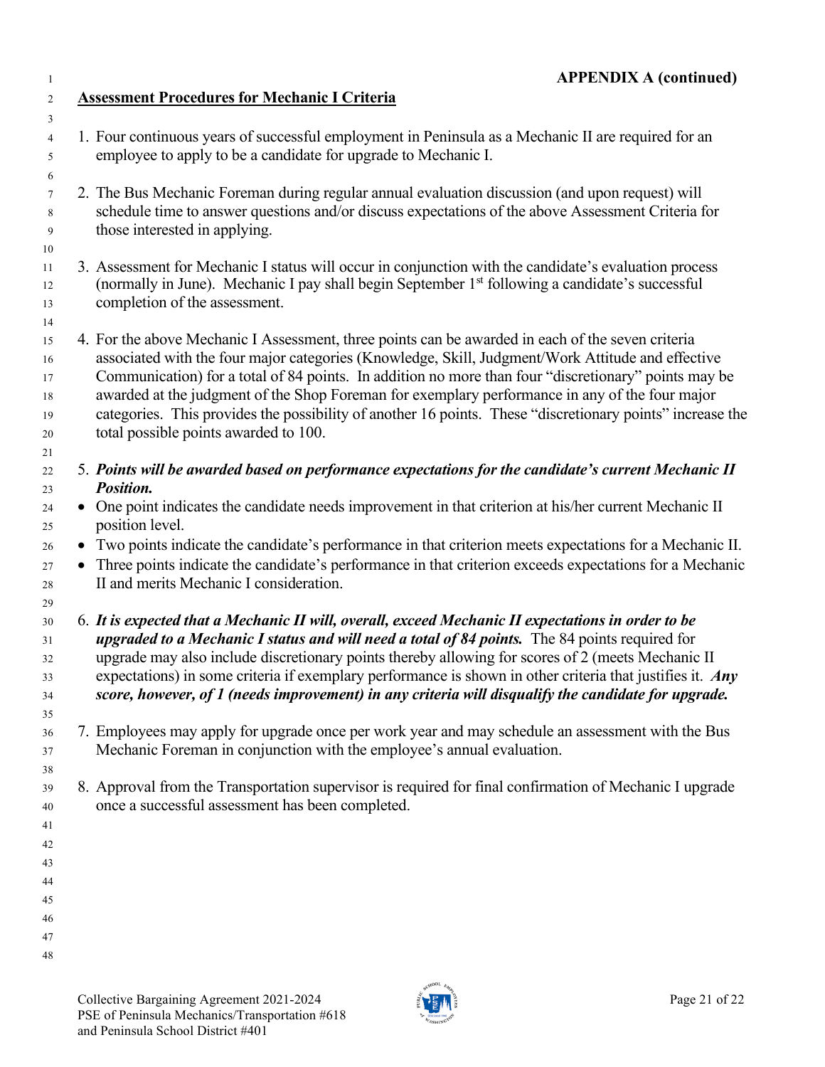**APPENDIX A (continued)**

## Assessment Procedures for Mechanic I Criteria

1. Four continuous years of successful employment in Peninsula as a Mechanic II are required for an employee to apply to be a candidate for upgrade to Mechanic I.

2. The Bus Mechanic Foreman during regular annual evaluation discussion (and upon request) will schedule time to answer questions and/or discuss expectations of the above Assessment Criteria for those interested in applying.

3. Assessment for Mechanic I status will occur in conjunction with the candidate's evaluation process (normally in June). Mechanic I pay shall begin September 1st following a candidate's successful completion of the assessment.

4. For the above Mechanic I Assessment, three points can be awarded in each of the seven criteria associated with the four major categories (Knowledge, Skill, Judgment/Work Attitude and effective Communication) for a total of 84 points. In addition no more than four "discretionary" points may be awarded at the judgment of the Shop Foreman for exemplary performance in any of the four major categories. This provides the possibility of another 16 points. These "discretionary points" increase the total possible points awarded to 100.

5. ***Points will be awarded based on performance expectations for the candidate's current Mechanic II Position.***

- One point indicates the candidate needs improvement in that criterion at his/her current Mechanic II position level.
- Two points indicate the candidate's performance in that criterion meets expectations for a Mechanic II.
- Three points indicate the candidate's performance in that criterion exceeds expectations for a Mechanic II and merits Mechanic I consideration.

6. ***It is expected that a Mechanic II will, overall, exceed Mechanic II expectations in order to be upgraded to a Mechanic I status and will need a total of 84 points.*** The 84 points required for upgrade may also include discretionary points thereby allowing for scores of 2 (meets Mechanic II expectations) in some criteria if exemplary performance is shown in other criteria that justifies it. ***Any score, however, of 1 (needs improvement) in any criteria will disqualify the candidate for upgrade.***

7. Employees may apply for upgrade once per work year and may schedule an assessment with the Bus Mechanic Foreman in conjunction with the employee's annual evaluation.

8. Approval from the Transportation supervisor is required for final confirmation of Mechanic I upgrade once a successful assessment has been completed.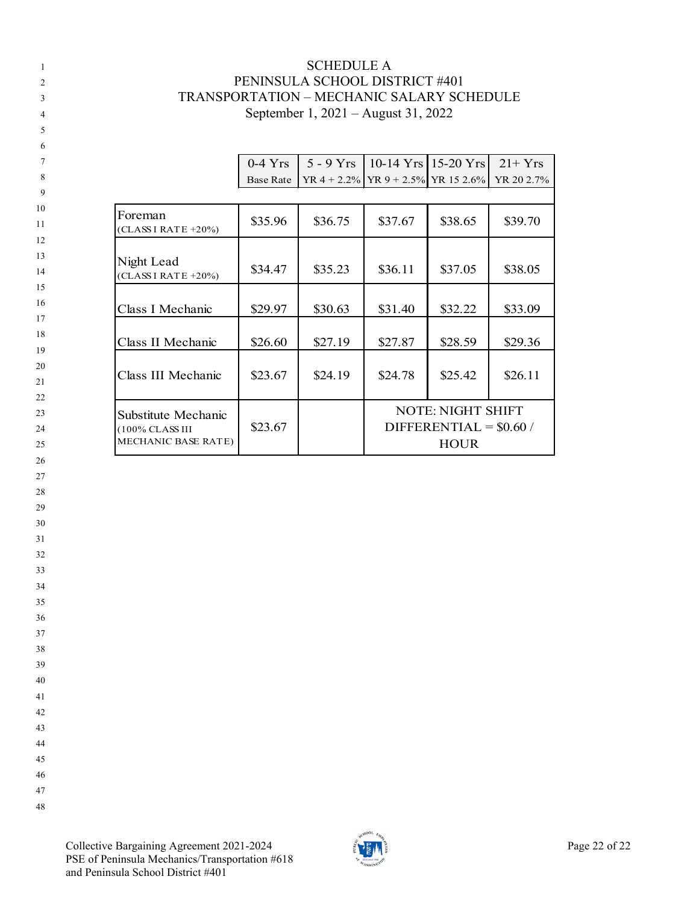# SCHEDULE A
## PENINSULA SCHOOL DISTRICT #401
## TRANSPORTATION – MECHANIC SALARY SCHEDULE
### September 1, 2021 – August 31, 2022

| | 0-4 Yrs Base Rate | 5 - 9 Yrs YR 4 + 2.2% | 10-14 Yrs YR 9 + 2.5% | 15-20 Yrs YR 15 2.6% | 21+ Yrs YR 20 2.7% |
|---|---|---|---|---|---|
| Foreman (CLASS I RATE +20%) | $35.96 | $36.75 | $37.67 | $38.65 | $39.70 |
| Night Lead (CLASS I RATE +20%) | $34.47 | $35.23 | $36.11 | $37.05 | $38.05 |
| Class I Mechanic | $29.97 | $30.63 | $31.40 | $32.22 | $33.09 |
| Class II Mechanic | $26.60 | $27.19 | $27.87 | $28.59 | $29.36 |
| Class III Mechanic | $23.67 | $24.19 | $24.78 | $25.42 | $26.11 |
| Substitute Mechanic (100% CLASS III MECHANIC BASE RATE) | $23.67 | | NOTE: NIGHT SHIFT DIFFERENTIAL = $0.60 / HOUR | | |

Collective Bargaining Agreement 2021-2024
PSE of Peninsula Mechanics/Transportation #618
and Peninsula School District #401